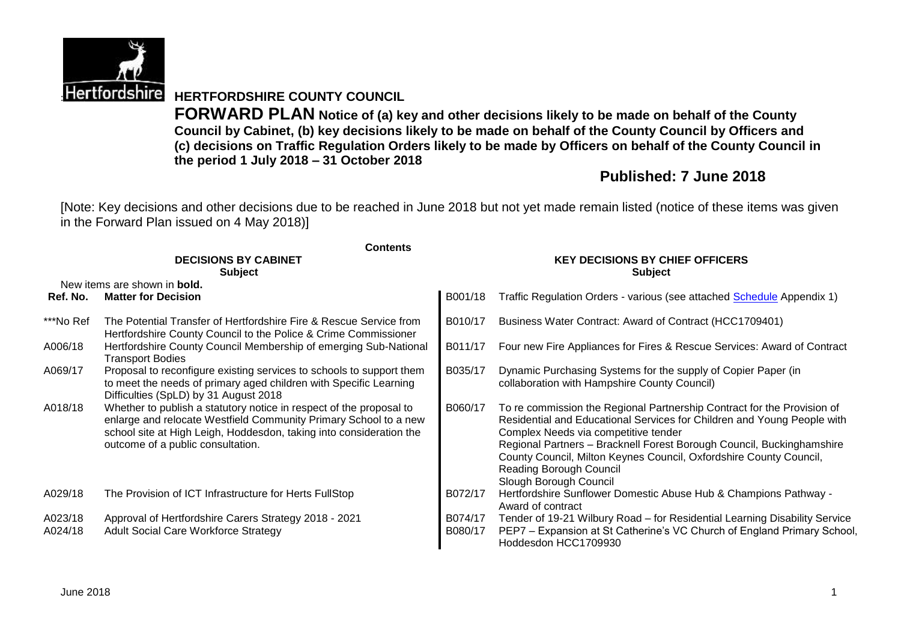# HERTFORDSHIRE COUNTY COUNCIL

**FORWARD PLAN Notice of (a) key and other decisions likely to be made on behalf of the County Council by Cabinet, (b) key decisions likely to be made on behalf of the County Council by Officers and (c) decisions on Traffic Regulation Orders likely to be made by Officers on behalf of the County Council in the period 1 July 2018 – 31 October 2018**

## Published: 7 June 2018

[Note: Key decisions and other decisions due to be reached in June 2018 but not yet made remain listed (notice of these items was given in the Forward Plan issued on 4 May 2018)]

**Contents**

### DECISIONS BY CABINET

**Subject**

New items are shown in **bold.**

| Ref. No. | Matter for Decision |
|---|---|
| ***No Ref | The Potential Transfer of Hertfordshire Fire & Rescue Service from Hertfordshire County Council to the Police & Crime Commissioner |
| A006/18 | Hertfordshire County Council Membership of emerging Sub-National Transport Bodies |
| A069/17 | Proposal to reconfigure existing services to schools to support them to meet the needs of primary aged children with Specific Learning Difficulties (SpLD) by 31 August 2018 |
| A018/18 | Whether to publish a statutory notice in respect of the proposal to enlarge and relocate Westfield Community Primary School to a new school site at High Leigh, Hoddesdon, taking into consideration the outcome of a public consultation. |
| A029/18 | The Provision of ICT Infrastructure for Herts FullStop |
| A023/18 | Approval of Hertfordshire Carers Strategy 2018 - 2021 |
| A024/18 | Adult Social Care Workforce Strategy |

### KEY DECISIONS BY CHIEF OFFICERS

**Subject**

| Ref. No. | Subject |
|---|---|
| B001/18 | Traffic Regulation Orders - various (see attached Schedule Appendix 1) |
| B010/17 | Business Water Contract: Award of Contract (HCC1709401) |
| B011/17 | Four new Fire Appliances for Fires & Rescue Services: Award of Contract |
| B035/17 | Dynamic Purchasing Systems for the supply of Copier Paper (in collaboration with Hampshire County Council) |
| B060/17 | To re commission the Regional Partnership Contract for the Provision of Residential and Educational Services for Children and Young People with Complex Needs via competitive tender<br>Regional Partners – Bracknell Forest Borough Council, Buckinghamshire County Council, Milton Keynes Council, Oxfordshire County Council, Reading Borough Council<br>Slough Borough Council |
| B072/17 | Hertfordshire Sunflower Domestic Abuse Hub & Champions Pathway - Award of contract |
| B074/17 | Tender of 19-21 Wilbury Road – for Residential Learning Disability Service |
| B080/17 | PEP7 – Expansion at St Catherine's VC Church of England Primary School, Hoddesdon HCC1709930 |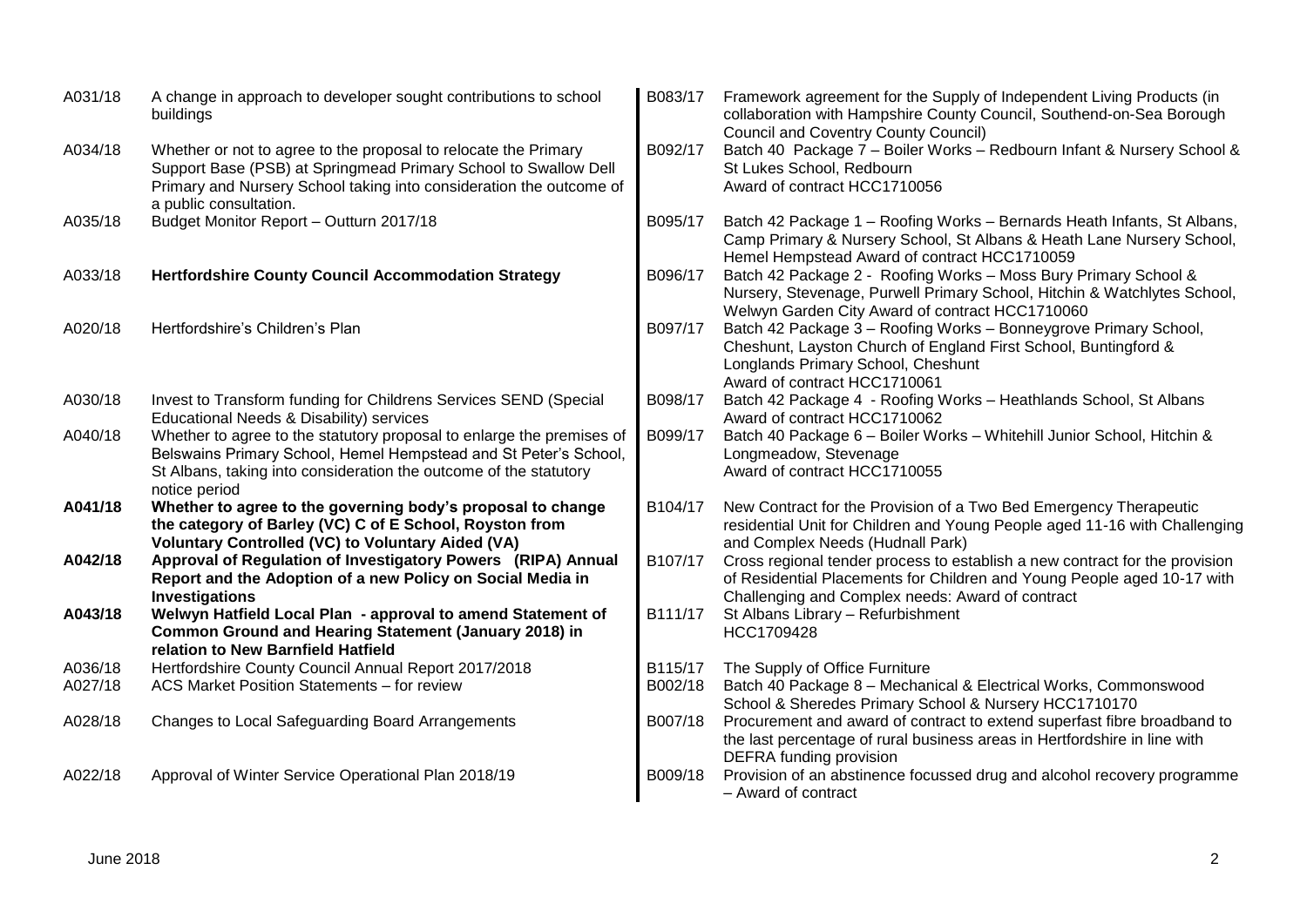| | |
|---|---|
| A031/18 | A change in approach to developer sought contributions to school buildings |
| A034/18 | Whether or not to agree to the proposal to relocate the Primary Support Base (PSB) at Springmead Primary School to Swallow Dell Primary and Nursery School taking into consideration the outcome of a public consultation. |
| A035/18 | Budget Monitor Report – Outturn 2017/18 |
| A033/18 | **Hertfordshire County Council Accommodation Strategy** |
| A020/18 | Hertfordshire's Children's Plan |
| A030/18 | Invest to Transform funding for Childrens Services SEND (Special Educational Needs & Disability) services |
| A040/18 | Whether to agree to the statutory proposal to enlarge the premises of Belswains Primary School, Hemel Hempstead and St Peter's School, St Albans, taking into consideration the outcome of the statutory notice period |
| **A041/18** | **Whether to agree to the governing body's proposal to change the category of Barley (VC) C of E School, Royston from Voluntary Controlled (VC) to Voluntary Aided (VA)** |
| **A042/18** | **Approval of Regulation of Investigatory Powers (RIPA) Annual Report and the Adoption of a new Policy on Social Media in Investigations** |
| **A043/18** | **Welwyn Hatfield Local Plan - approval to amend Statement of Common Ground and Hearing Statement (January 2018) in relation to New Barnfield Hatfield** |
| A036/18 | Hertfordshire County Council Annual Report 2017/2018 |
| A027/18 | ACS Market Position Statements – for review |
| A028/18 | Changes to Local Safeguarding Board Arrangements |
| A022/18 | Approval of Winter Service Operational Plan 2018/19 |

| | |
|---|---|
| B083/17 | Framework agreement for the Supply of Independent Living Products (in collaboration with Hampshire County Council, Southend-on-Sea Borough Council and Coventry County Council) |
| B092/17 | Batch 40 Package 7 – Boiler Works – Redbourn Infant & Nursery School & St Lukes School, Redbourn<br>Award of contract HCC1710056 |
| B095/17 | Batch 42 Package 1 – Roofing Works – Bernards Heath Infants, St Albans, Camp Primary & Nursery School, St Albans & Heath Lane Nursery School, Hemel Hempstead Award of contract HCC1710059 |
| B096/17 | Batch 42 Package 2 - Roofing Works – Moss Bury Primary School & Nursery, Stevenage, Purwell Primary School, Hitchin & Watchlytes School, Welwyn Garden City Award of contract HCC1710060 |
| B097/17 | Batch 42 Package 3 – Roofing Works – Bonneygrove Primary School, Cheshunt, Layston Church of England First School, Buntingford & Longlands Primary School, Cheshunt<br>Award of contract HCC1710061 |
| B098/17 | Batch 42 Package 4 - Roofing Works – Heathlands School, St Albans<br>Award of contract HCC1710062 |
| B099/17 | Batch 40 Package 6 – Boiler Works – Whitehill Junior School, Hitchin & Longmeadow, Stevenage<br>Award of contract HCC1710055 |
| B104/17 | New Contract for the Provision of a Two Bed Emergency Therapeutic residential Unit for Children and Young People aged 11-16 with Challenging and Complex Needs (Hudnall Park) |
| B107/17 | Cross regional tender process to establish a new contract for the provision of Residential Placements for Children and Young People aged 10-17 with Challenging and Complex needs: Award of contract |
| B111/17 | St Albans Library – Refurbishment<br>HCC1709428 |
| B115/17 | The Supply of Office Furniture |
| B002/18 | Batch 40 Package 8 – Mechanical & Electrical Works, Commonswood School & Sheredes Primary School & Nursery HCC1710170 |
| B007/18 | Procurement and award of contract to extend superfast fibre broadband to the last percentage of rural business areas in Hertfordshire in line with DEFRA funding provision |
| B009/18 | Provision of an abstinence focussed drug and alcohol recovery programme – Award of contract |

June 2018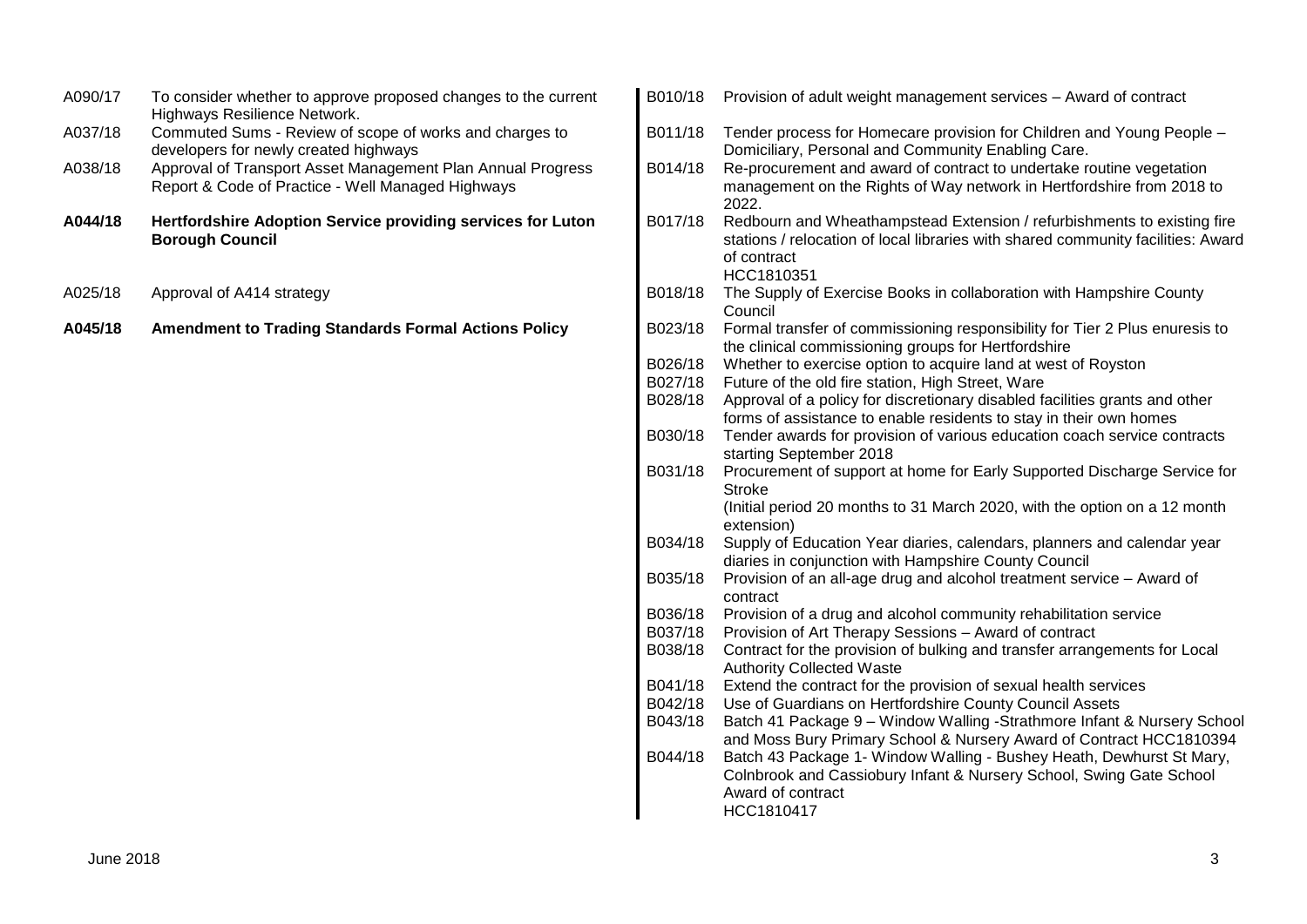| | |
|---|---|
| A090/17 | To consider whether to approve proposed changes to the current Highways Resilience Network. |
| A037/18 | Commuted Sums - Review of scope of works and charges to developers for newly created highways |
| A038/18 | Approval of Transport Asset Management Plan Annual Progress Report & Code of Practice - Well Managed Highways |
| **A044/18** | **Hertfordshire Adoption Service providing services for Luton Borough Council** |
| A025/18 | Approval of A414 strategy |
| **A045/18** | **Amendment to Trading Standards Formal Actions Policy** |

| | |
|---|---|
| B010/18 | Provision of adult weight management services – Award of contract |
| B011/18 | Tender process for Homecare provision for Children and Young People – Domiciliary, Personal and Community Enabling Care. |
| B014/18 | Re-procurement and award of contract to undertake routine vegetation management on the Rights of Way network in Hertfordshire from 2018 to 2022. |
| B017/18 | Redbourn and Wheathampstead Extension / refurbishments to existing fire stations / relocation of local libraries with shared community facilities: Award of contract HCC1810351 |
| B018/18 | The Supply of Exercise Books in collaboration with Hampshire County Council |
| B023/18 | Formal transfer of commissioning responsibility for Tier 2 Plus enuresis to the clinical commissioning groups for Hertfordshire |
| B026/18 | Whether to exercise option to acquire land at west of Royston |
| B027/18 | Future of the old fire station, High Street, Ware |
| B028/18 | Approval of a policy for discretionary disabled facilities grants and other forms of assistance to enable residents to stay in their own homes |
| B030/18 | Tender awards for provision of various education coach service contracts starting September 2018 |
| B031/18 | Procurement of support at home for Early Supported Discharge Service for Stroke (Initial period 20 months to 31 March 2020, with the option on a 12 month extension) |
| B034/18 | Supply of Education Year diaries, calendars, planners and calendar year diaries in conjunction with Hampshire County Council |
| B035/18 | Provision of an all-age drug and alcohol treatment service – Award of contract |
| B036/18 | Provision of a drug and alcohol community rehabilitation service |
| B037/18 | Provision of Art Therapy Sessions – Award of contract |
| B038/18 | Contract for the provision of bulking and transfer arrangements for Local Authority Collected Waste |
| B041/18 | Extend the contract for the provision of sexual health services |
| B042/18 | Use of Guardians on Hertfordshire County Council Assets |
| B043/18 | Batch 41 Package 9 – Window Walling -Strathmore Infant & Nursery School and Moss Bury Primary School & Nursery Award of Contract HCC1810394 |
| B044/18 | Batch 43 Package 1- Window Walling - Bushey Heath, Dewhurst St Mary, Colnbrook and Cassiobury Infant & Nursery School, Swing Gate School Award of contract HCC1810417 |

June 2018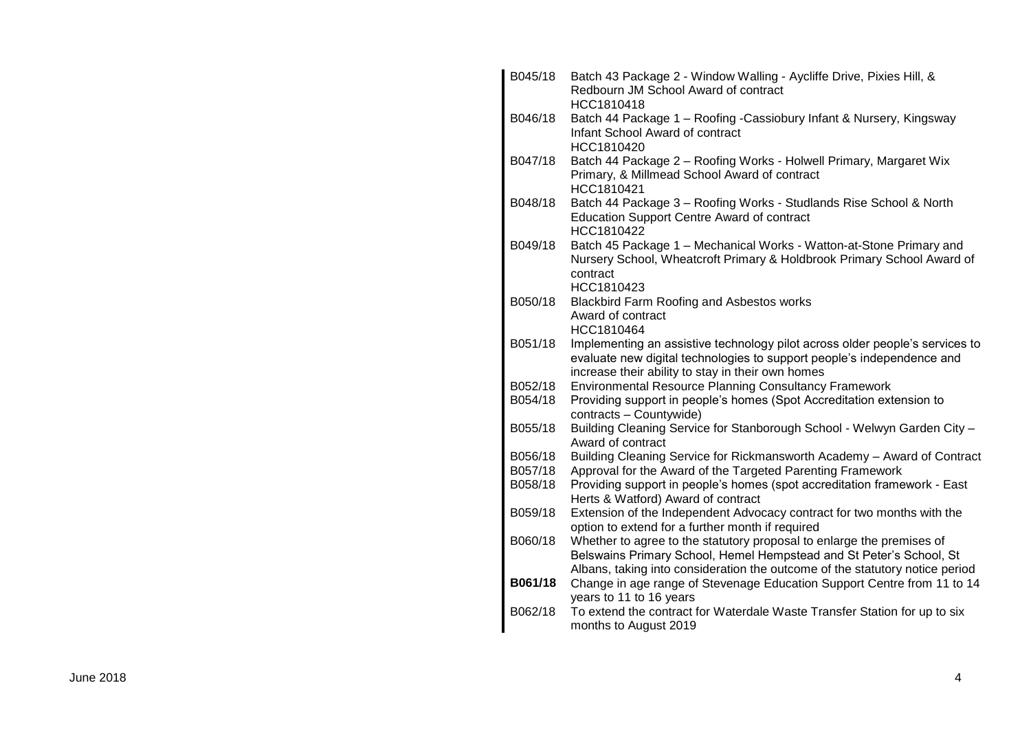| | |
|---|---|
| B045/18 | Batch 43 Package 2 - Window Walling - Aycliffe Drive, Pixies Hill, & Redbourn JM School Award of contract<br>HCC1810418 |
| B046/18 | Batch 44 Package 1 – Roofing -Cassiobury Infant & Nursery, Kingsway Infant School Award of contract<br>HCC1810420 |
| B047/18 | Batch 44 Package 2 – Roofing Works - Holwell Primary, Margaret Wix Primary, & Millmead School Award of contract<br>HCC1810421 |
| B048/18 | Batch 44 Package 3 – Roofing Works - Studlands Rise School & North Education Support Centre Award of contract<br>HCC1810422 |
| B049/18 | Batch 45 Package 1 – Mechanical Works - Watton-at-Stone Primary and Nursery School, Wheatcroft Primary & Holdbrook Primary School Award of contract<br>HCC1810423 |
| B050/18 | Blackbird Farm Roofing and Asbestos works<br>Award of contract<br>HCC1810464 |
| B051/18 | Implementing an assistive technology pilot across older people's services to evaluate new digital technologies to support people's independence and increase their ability to stay in their own homes |
| B052/18 | Environmental Resource Planning Consultancy Framework |
| B054/18 | Providing support in people's homes (Spot Accreditation extension to contracts – Countywide) |
| B055/18 | Building Cleaning Service for Stanborough School - Welwyn Garden City – Award of contract |
| B056/18 | Building Cleaning Service for Rickmansworth Academy – Award of Contract |
| B057/18 | Approval for the Award of the Targeted Parenting Framework |
| B058/18 | Providing support in people's homes (spot accreditation framework - East Herts & Watford) Award of contract |
| B059/18 | Extension of the Independent Advocacy contract for two months with the option to extend for a further month if required |
| B060/18 | Whether to agree to the statutory proposal to enlarge the premises of Belswains Primary School, Hemel Hempstead and St Peter's School, St Albans, taking into consideration the outcome of the statutory notice period |
| **B061/18** | Change in age range of Stevenage Education Support Centre from 11 to 14 years to 11 to 16 years |
| B062/18 | To extend the contract for Waterdale Waste Transfer Station for up to six months to August 2019 |

June 2018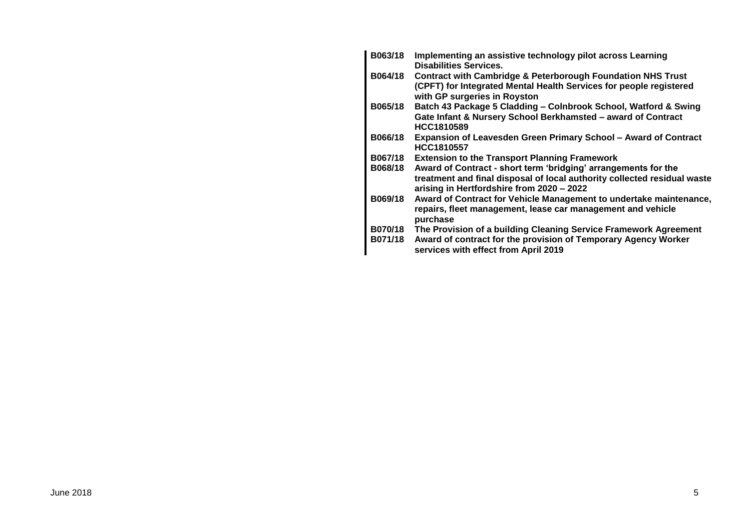| | |
|---|---|
| **B063/18** | **Implementing an assistive technology pilot across Learning Disabilities Services.** |
| **B064/18** | **Contract with Cambridge & Peterborough Foundation NHS Trust (CPFT) for Integrated Mental Health Services for people registered with GP surgeries in Royston** |
| **B065/18** | **Batch 43 Package 5 Cladding – Colnbrook School, Watford & Swing Gate Infant & Nursery School Berkhamsted – award of Contract HCC1810589** |
| **B066/18** | **Expansion of Leavesden Green Primary School – Award of Contract HCC1810557** |
| **B067/18** | **Extension to the Transport Planning Framework** |
| **B068/18** | **Award of Contract - short term 'bridging' arrangements for the treatment and final disposal of local authority collected residual waste arising in Hertfordshire from 2020 – 2022** |
| **B069/18** | **Award of Contract for Vehicle Management to undertake maintenance, repairs, fleet management, lease car management and vehicle purchase** |
| **B070/18** | **The Provision of a building Cleaning Service Framework Agreement** |
| **B071/18** | **Award of contract for the provision of Temporary Agency Worker services with effect from April 2019** |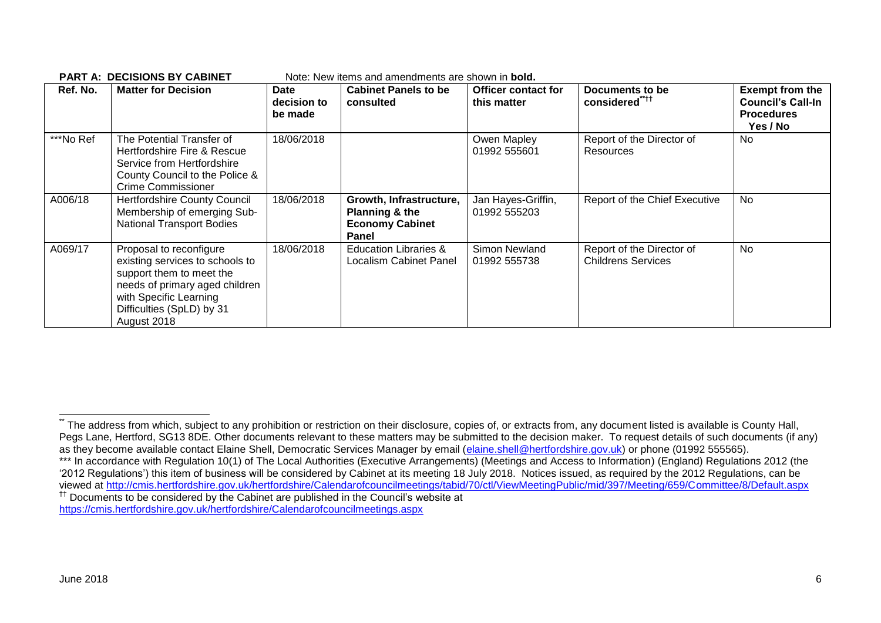**PART A: DECISIONS BY CABINET** Note: New items and amendments are shown in **bold.**

| Ref. No. | Matter for Decision | Date decision to be made | Cabinet Panels to be consulted | Officer contact for this matter | Documents to be considered[\*\*][††] | Exempt from the Council's Call-In Procedures Yes / No |
|---|---|---|---|---|---|---|
| \*\*\*No Ref | The Potential Transfer of Hertfordshire Fire & Rescue Service from Hertfordshire County Council to the Police & Crime Commissioner | 18/06/2018 | | Owen Mapley 01992 555601 | Report of the Director of Resources | No |
| A006/18 | Hertfordshire County Council Membership of emerging Sub-National Transport Bodies | 18/06/2018 | **Growth, Infrastructure, Planning & the Economy Cabinet Panel** | Jan Hayes-Griffin, 01992 555203 | Report of the Chief Executive | No |
| A069/17 | Proposal to reconfigure existing services to schools to support them to meet the needs of primary aged children with Specific Learning Difficulties (SpLD) by 31 August 2018 | 18/06/2018 | Education Libraries & Localism Cabinet Panel | Simon Newland 01992 555738 | Report of the Director of Childrens Services | No |

[\*\*] The address from which, subject to any prohibition or restriction on their disclosure, copies of, or extracts from, any document listed is available is County Hall, Pegs Lane, Hertford, SG13 8DE. Other documents relevant to these matters may be submitted to the decision maker. To request details of such documents (if any) as they become available contact Elaine Shell, Democratic Services Manager by email (elaine.shell@hertfordshire.gov.uk) or phone (01992 555565).

\*\*\* In accordance with Regulation 10(1) of The Local Authorities (Executive Arrangements) (Meetings and Access to Information) (England) Regulations 2012 (the '2012 Regulations') this item of business will be considered by Cabinet at its meeting 18 July 2018. Notices issued, as required by the 2012 Regulations, can be viewed at http://cmis.hertfordshire.gov.uk/hertfordshire/Calendarofcouncilmeetings/tabid/70/ctl/ViewMeetingPublic/mid/397/Meeting/659/Committee/8/Default.aspx

[††] Documents to be considered by the Cabinet are published in the Council's website at https://cmis.hertfordshire.gov.uk/hertfordshire/Calendarofcouncilmeetings.aspx

June 2018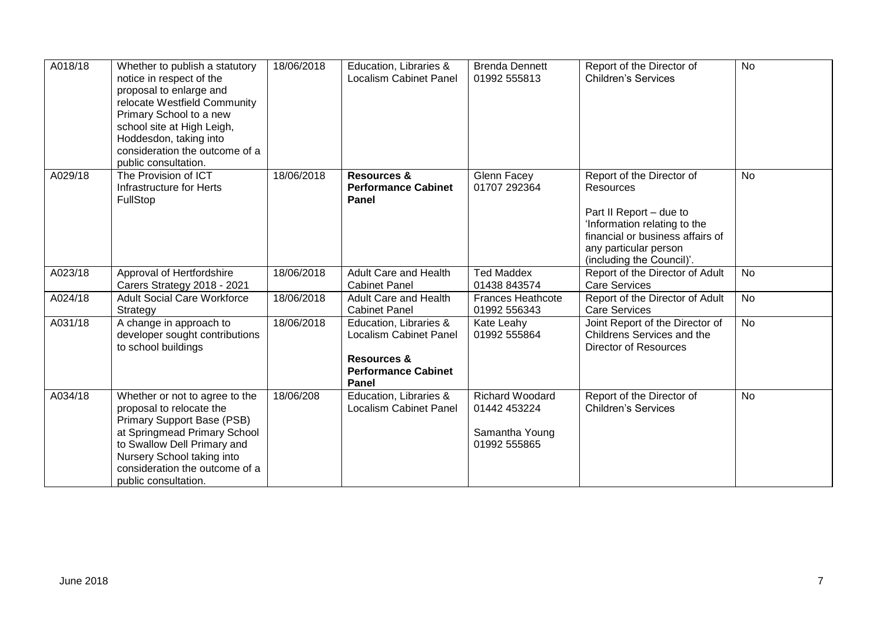| A018/18 | Whether to publish a statutory notice in respect of the proposal to enlarge and relocate Westfield Community Primary School to a new school site at High Leigh, Hoddesdon, taking into consideration the outcome of a public consultation. | 18/06/2018 | Education, Libraries & Localism Cabinet Panel | Brenda Dennett 01992 555813 | Report of the Director of Children's Services | No |
|---|---|---|---|---|---|---|
| A029/18 | The Provision of ICT Infrastructure for Herts FullStop | 18/06/2018 | **Resources & Performance Cabinet Panel** | Glenn Facey 01707 292364 | Report of the Director of Resources<br><br>Part II Report – due to 'Information relating to the financial or business affairs of any particular person (including the Council)'. | No |
| A023/18 | Approval of Hertfordshire Carers Strategy 2018 - 2021 | 18/06/2018 | Adult Care and Health Cabinet Panel | Ted Maddex 01438 843574 | Report of the Director of Adult Care Services | No |
| A024/18 | Adult Social Care Workforce Strategy | 18/06/2018 | Adult Care and Health Cabinet Panel | Frances Heathcote 01992 556343 | Report of the Director of Adult Care Services | No |
| A031/18 | A change in approach to developer sought contributions to school buildings | 18/06/2018 | Education, Libraries & Localism Cabinet Panel<br><br>**Resources & Performance Cabinet Panel** | Kate Leahy 01992 555864 | Joint Report of the Director of Childrens Services and the Director of Resources | No |
| A034/18 | Whether or not to agree to the proposal to relocate the Primary Support Base (PSB) at Springmead Primary School to Swallow Dell Primary and Nursery School taking into consideration the outcome of a public consultation. | 18/06/208 | Education, Libraries & Localism Cabinet Panel | Richard Woodard 01442 453224<br><br>Samantha Young 01992 555865 | Report of the Director of Children's Services | No |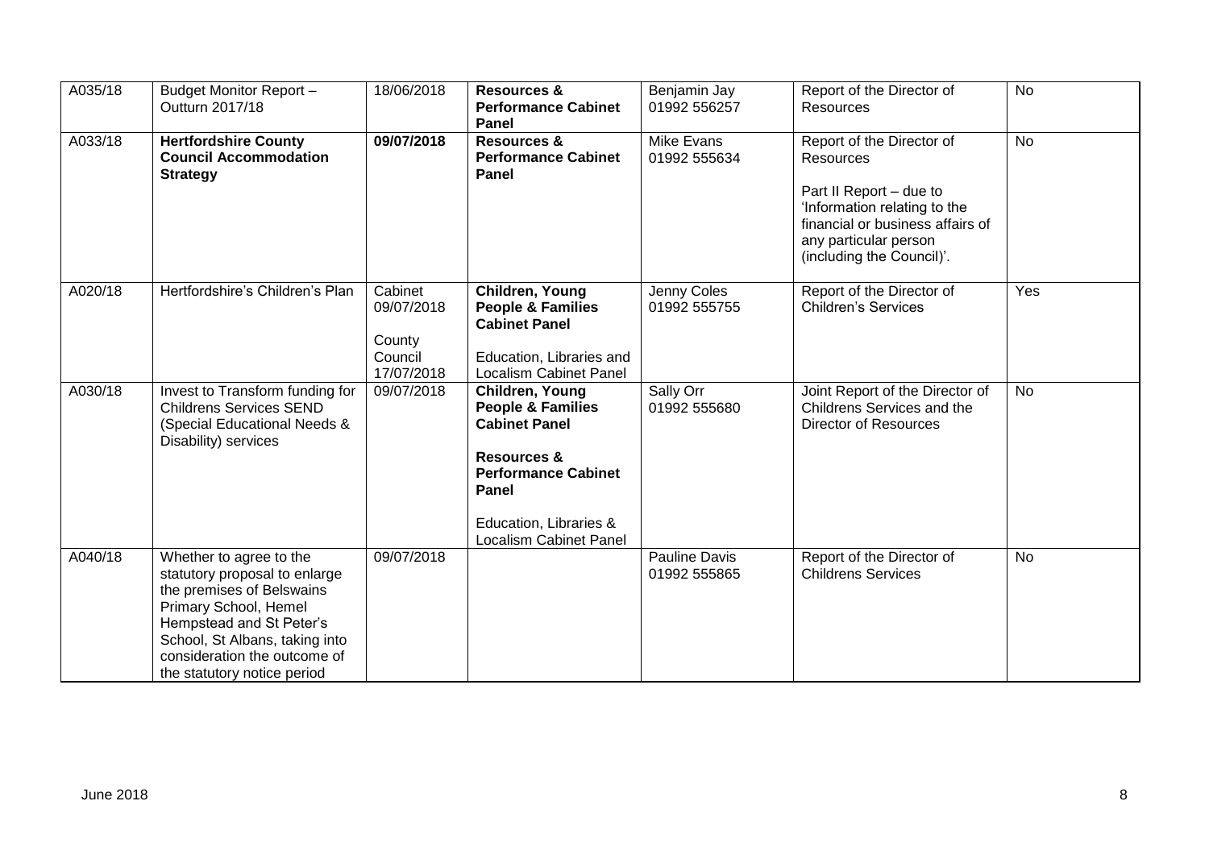| | | | | | | |
|---|---|---|---|---|---|---|
| A035/18 | Budget Monitor Report – Outturn 2017/18 | 18/06/2018 | **Resources & Performance Cabinet Panel** | Benjamin Jay 01992 556257 | Report of the Director of Resources | No |
| A033/18 | **Hertfordshire County Council Accommodation Strategy** | **09/07/2018** | **Resources & Performance Cabinet Panel** | Mike Evans 01992 555634 | Report of the Director of Resources<br><br>Part II Report – due to 'Information relating to the financial or business affairs of any particular person (including the Council)'. | No |
| A020/18 | Hertfordshire's Children's Plan | Cabinet 09/07/2018<br><br>County Council 17/07/2018 | **Children, Young People & Families Cabinet Panel**<br><br>Education, Libraries and Localism Cabinet Panel | Jenny Coles 01992 555755 | Report of the Director of Children's Services | Yes |
| A030/18 | Invest to Transform funding for Childrens Services SEND (Special Educational Needs & Disability) services | 09/07/2018 | **Children, Young People & Families Cabinet Panel**<br><br>**Resources & Performance Cabinet Panel**<br><br>Education, Libraries & Localism Cabinet Panel | Sally Orr 01992 555680 | Joint Report of the Director of Childrens Services and the Director of Resources | No |
| A040/18 | Whether to agree to the statutory proposal to enlarge the premises of Belswains Primary School, Hemel Hempstead and St Peter's School, St Albans, taking into consideration the outcome of the statutory notice period | 09/07/2018 | | Pauline Davis 01992 555865 | Report of the Director of Childrens Services | No |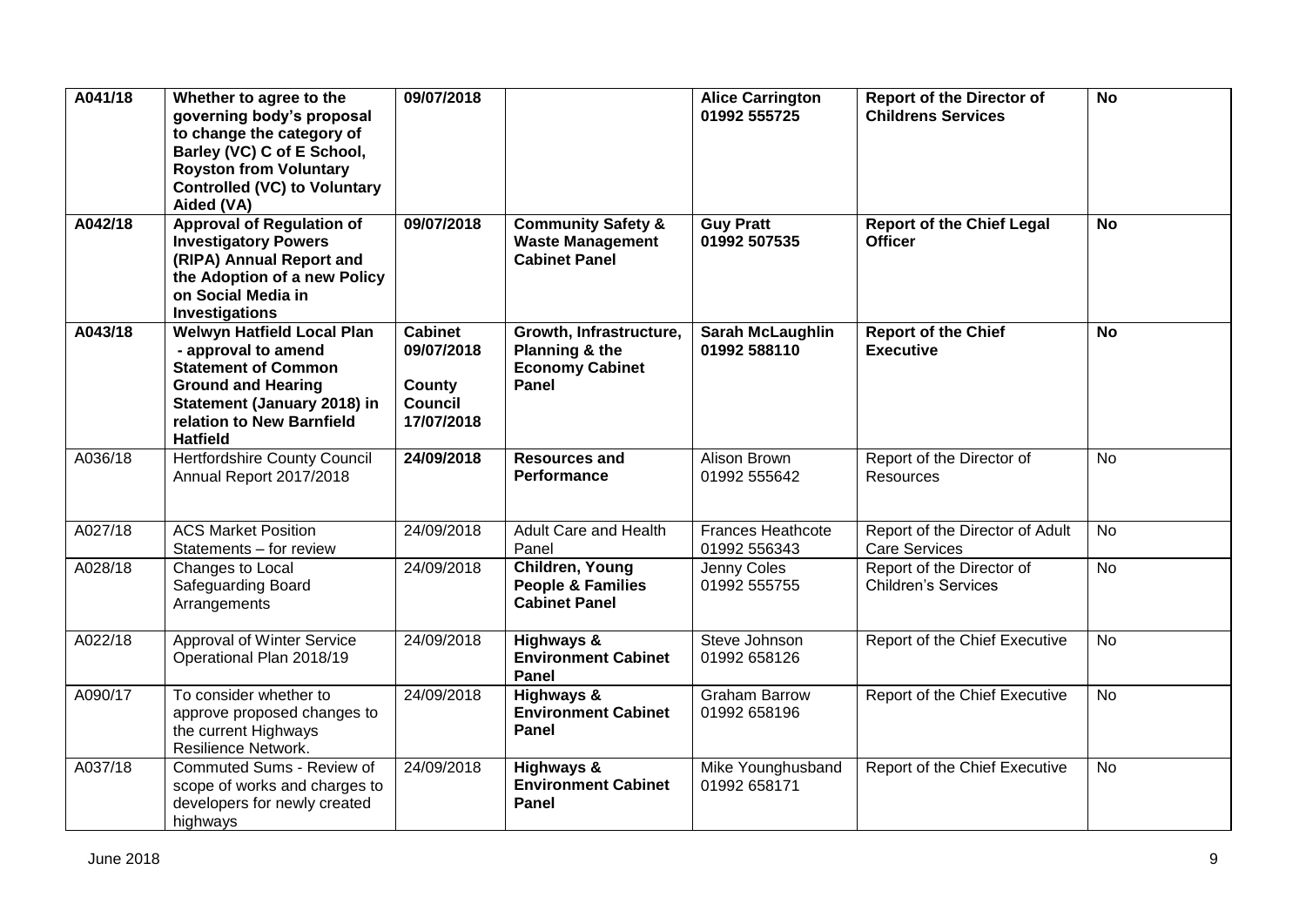| A041/18 | **Whether to agree to the governing body's proposal to change the category of Barley (VC) C of E School, Royston from Voluntary Controlled (VC) to Voluntary Aided (VA)** | **09/07/2018** | | **Alice Carrington 01992 555725** | **Report of the Director of Childrens Services** | **No** |
|---|---|---|---|---|---|---|
| A042/18 | **Approval of Regulation of Investigatory Powers (RIPA) Annual Report and the Adoption of a new Policy on Social Media in Investigations** | **09/07/2018** | **Community Safety & Waste Management Cabinet Panel** | **Guy Pratt 01992 507535** | **Report of the Chief Legal Officer** | **No** |
| A043/18 | **Welwyn Hatfield Local Plan - approval to amend Statement of Common Ground and Hearing Statement (January 2018) in relation to New Barnfield Hatfield** | **Cabinet 09/07/2018 County Council 17/07/2018** | **Growth, Infrastructure, Planning & the Economy Cabinet Panel** | **Sarah McLaughlin 01992 588110** | **Report of the Chief Executive** | **No** |
| A036/18 | Hertfordshire County Council Annual Report 2017/2018 | **24/09/2018** | **Resources and Performance** | Alison Brown 01992 555642 | Report of the Director of Resources | No |
| A027/18 | ACS Market Position Statements – for review | 24/09/2018 | Adult Care and Health Panel | Frances Heathcote 01992 556343 | Report of the Director of Adult Care Services | No |
| A028/18 | Changes to Local Safeguarding Board Arrangements | 24/09/2018 | **Children, Young People & Families Cabinet Panel** | Jenny Coles 01992 555755 | Report of the Director of Children's Services | No |
| A022/18 | Approval of Winter Service Operational Plan 2018/19 | 24/09/2018 | **Highways & Environment Cabinet Panel** | Steve Johnson 01992 658126 | Report of the Chief Executive | No |
| A090/17 | To consider whether to approve proposed changes to the current Highways Resilience Network. | 24/09/2018 | **Highways & Environment Cabinet Panel** | Graham Barrow 01992 658196 | Report of the Chief Executive | No |
| A037/18 | Commuted Sums - Review of scope of works and charges to developers for newly created highways | 24/09/2018 | **Highways & Environment Cabinet Panel** | Mike Younghusband 01992 658171 | Report of the Chief Executive | No |

June 2018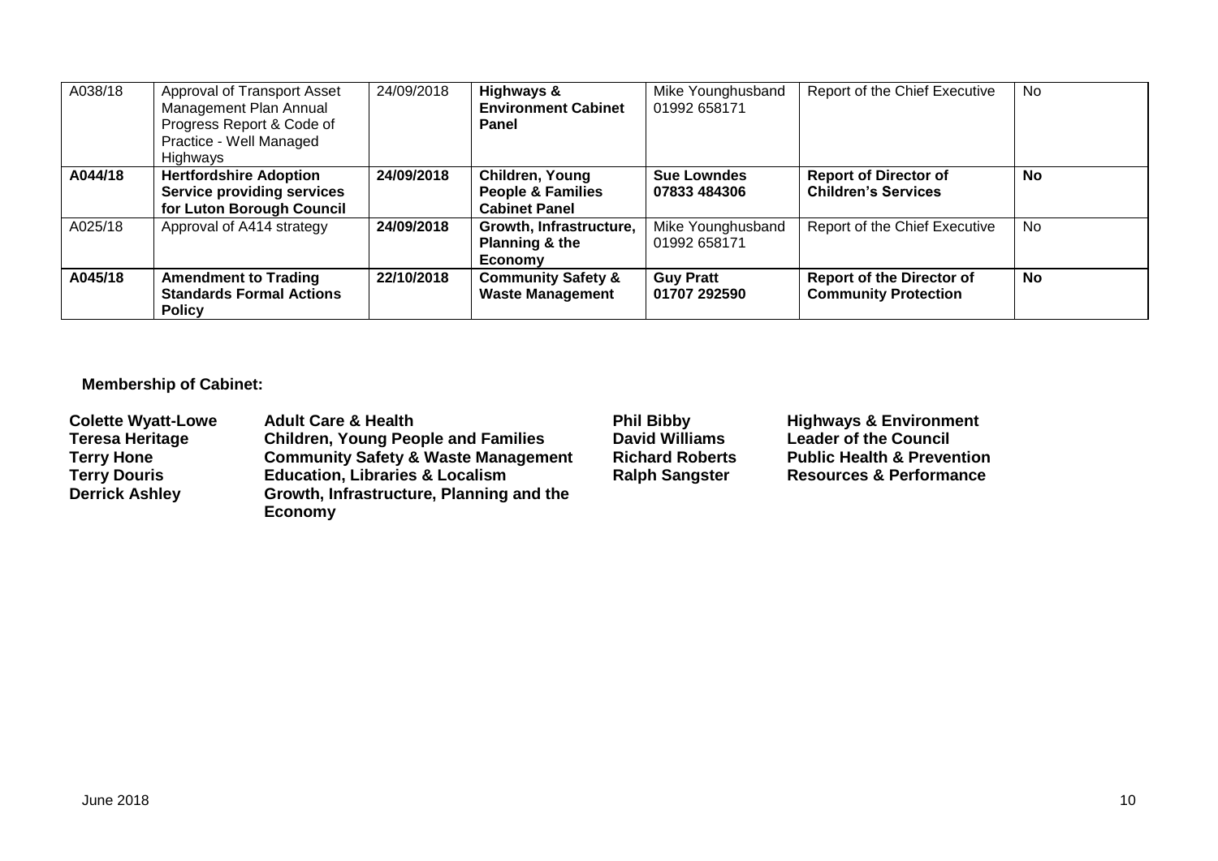| | | | | | | |
|---|---|---|---|---|---|---|
| A038/18 | Approval of Transport Asset Management Plan Annual Progress Report & Code of Practice - Well Managed Highways | 24/09/2018 | **Highways & Environment Cabinet Panel** | Mike Younghusband 01992 658171 | Report of the Chief Executive | No |
| **A044/18** | **Hertfordshire Adoption Service providing services for Luton Borough Council** | **24/09/2018** | **Children, Young People & Families Cabinet Panel** | **Sue Lowndes 07833 484306** | **Report of Director of Children's Services** | **No** |
| A025/18 | Approval of A414 strategy | **24/09/2018** | **Growth, Infrastructure, Planning & the Economy** | Mike Younghusband 01992 658171 | Report of the Chief Executive | No |
| **A045/18** | **Amendment to Trading Standards Formal Actions Policy** | **22/10/2018** | **Community Safety & Waste Management** | **Guy Pratt 01707 292590** | **Report of the Director of Community Protection** | **No** |

**Membership of Cabinet:**

| | | | |
|---|---|---|---|
| **Colette Wyatt-Lowe** | **Adult Care & Health** | **Phil Bibby** | **Highways & Environment** |
| **Teresa Heritage** | **Children, Young People and Families** | **David Williams** | **Leader of the Council** |
| **Terry Hone** | **Community Safety & Waste Management** | **Richard Roberts** | **Public Health & Prevention** |
| **Terry Douris** | **Education, Libraries & Localism** | **Ralph Sangster** | **Resources & Performance** |
| **Derrick Ashley** | **Growth, Infrastructure, Planning and the Economy** | | |

June 2018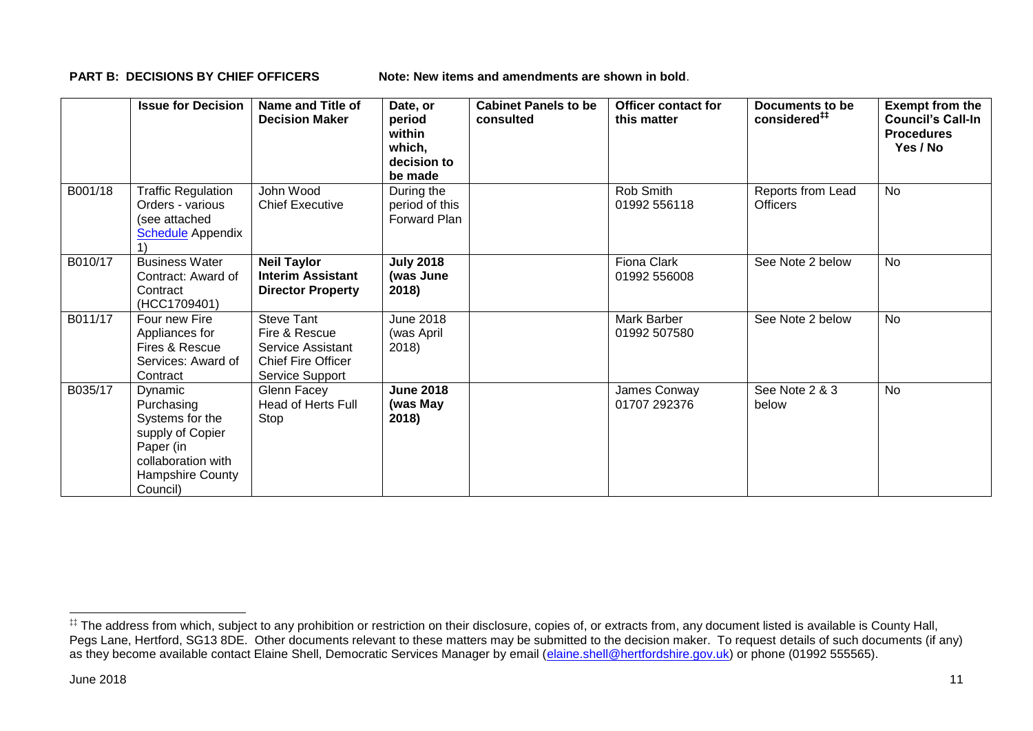**PART B: DECISIONS BY CHIEF OFFICERS** Note: New items and amendments are shown in **bold**.

| | Issue for Decision | Name and Title of Decision Maker | Date, or period within which, decision to be made | Cabinet Panels to be consulted | Officer contact for this matter | Documents to be considered[‡‡] | Exempt from the Council's Call-In Procedures Yes / No |
|---|---|---|---|---|---|---|---|
| B001/18 | Traffic Regulation Orders - various (see attached Schedule Appendix 1) | John Wood Chief Executive | During the period of this Forward Plan | | Rob Smith 01992 556118 | Reports from Lead Officers | No |
| B010/17 | Business Water Contract: Award of Contract (HCC1709401) | **Neil Taylor Interim Assistant Director Property** | **July 2018 (was June 2018)** | | Fiona Clark 01992 556008 | See Note 2 below | No |
| B011/17 | Four new Fire Appliances for Fires & Rescue Services: Award of Contract | Steve Tant Fire & Rescue Service Assistant Chief Fire Officer Service Support | June 2018 (was April 2018) | | Mark Barber 01992 507580 | See Note 2 below | No |
| B035/17 | Dynamic Purchasing Systems for the supply of Copier Paper (in collaboration with Hampshire County Council) | Glenn Facey Head of Herts Full Stop | **June 2018 (was May 2018)** | | James Conway 01707 292376 | See Note 2 & 3 below | No |

[‡‡] The address from which, subject to any prohibition or restriction on their disclosure, copies of, or extracts from, any document listed is available is County Hall, Pegs Lane, Hertford, SG13 8DE. Other documents relevant to these matters may be submitted to the decision maker. To request details of such documents (if any) as they become available contact Elaine Shell, Democratic Services Manager by email (elaine.shell@hertfordshire.gov.uk) or phone (01992 555565).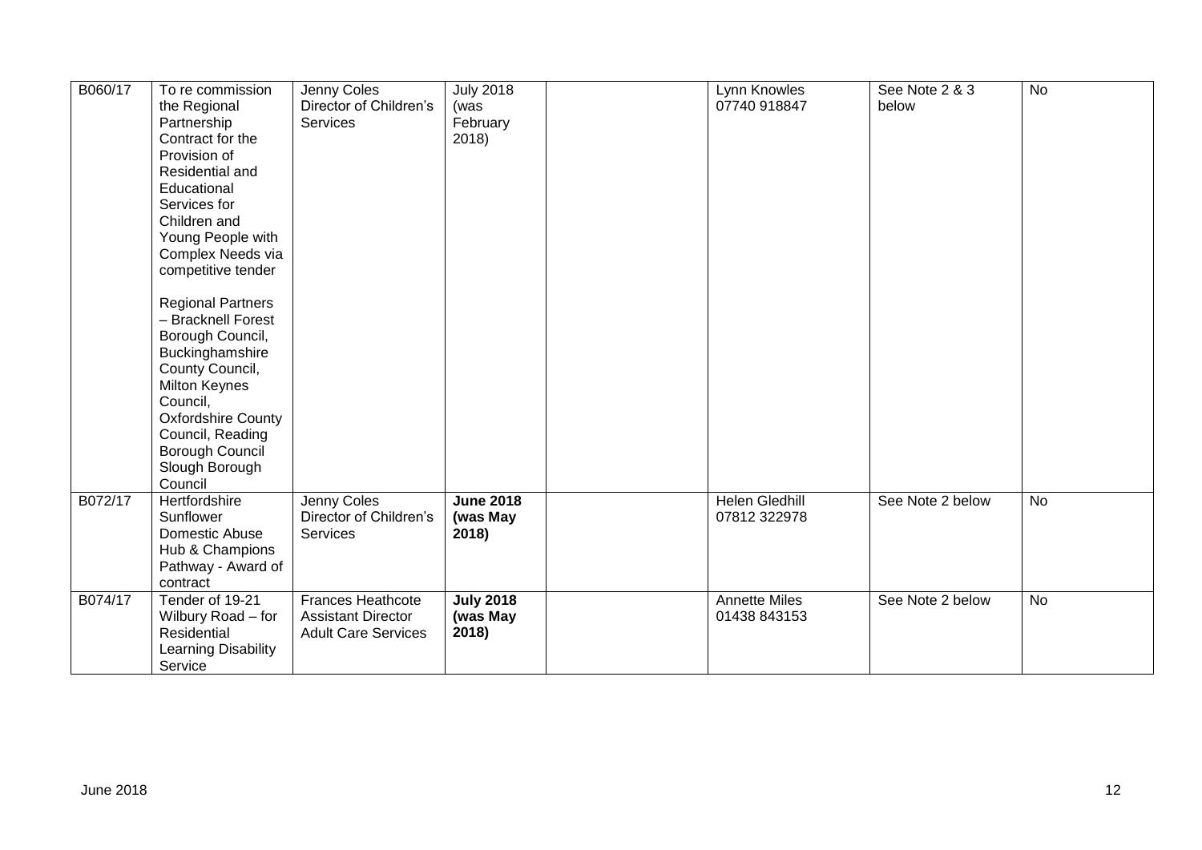| | | | | | | | |
|---|---|---|---|---|---|---|---|
| B060/17 | To re commission the Regional Partnership Contract for the Provision of Residential and Educational Services for Children and Young People with Complex Needs via competitive tender<br><br>Regional Partners – Bracknell Forest Borough Council, Buckinghamshire County Council, Milton Keynes Council, Oxfordshire County Council, Reading Borough Council Slough Borough Council | Jenny Coles Director of Children's Services | July 2018 (was February 2018) | | Lynn Knowles 07740 918847 | See Note 2 & 3 below | No |
| B072/17 | Hertfordshire Sunflower Domestic Abuse Hub & Champions Pathway - Award of contract | Jenny Coles Director of Children's Services | **June 2018 (was May 2018)** | | Helen Gledhill 07812 322978 | See Note 2 below | No |
| B074/17 | Tender of 19-21 Wilbury Road – for Residential Learning Disability Service | Frances Heathcote Assistant Director Adult Care Services | **July 2018 (was May 2018)** | | Annette Miles 01438 843153 | See Note 2 below | No |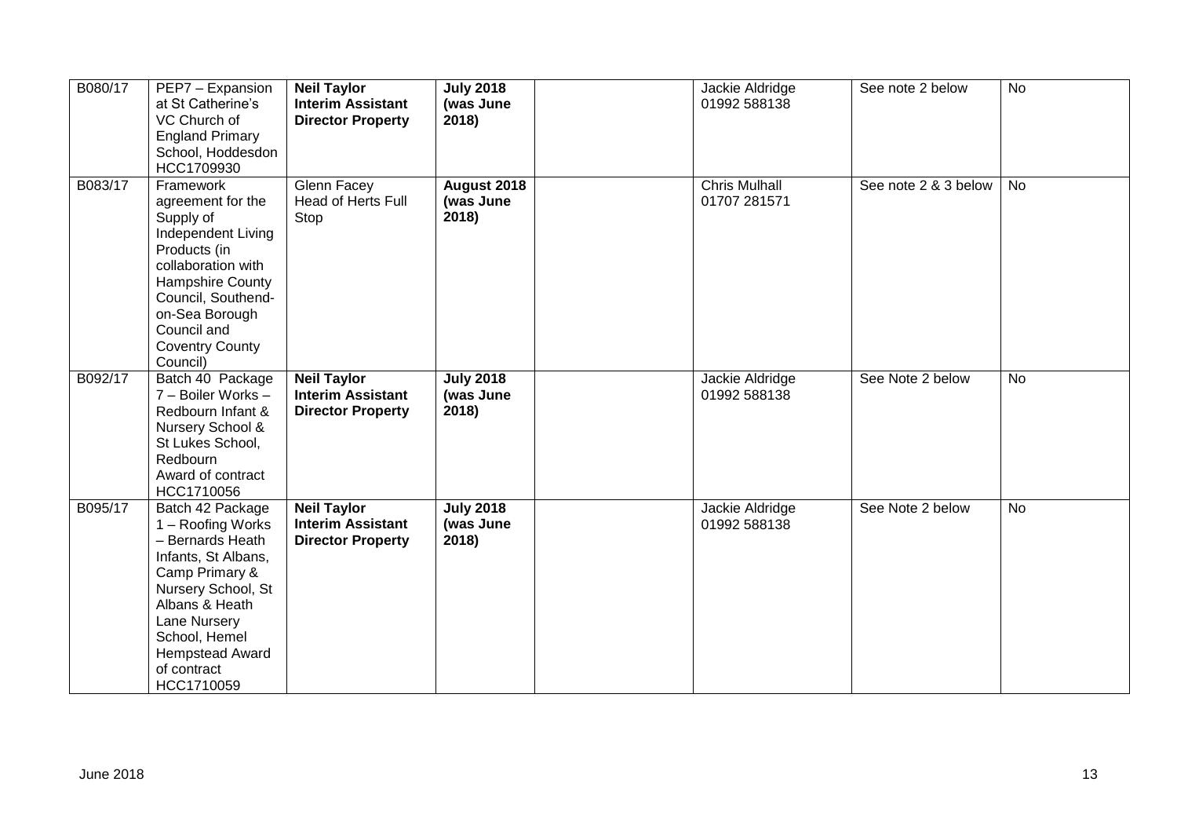| | | | | | | | |
|---|---|---|---|---|---|---|---|
| B080/17 | PEP7 – Expansion at St Catherine's VC Church of England Primary School, Hoddesdon HCC1709930 | **Neil Taylor Interim Assistant Director Property** | **July 2018 (was June 2018)** | | Jackie Aldridge 01992 588138 | See note 2 below | No |
| B083/17 | Framework agreement for the Supply of Independent Living Products (in collaboration with Hampshire County Council, Southend-on-Sea Borough Council and Coventry County Council) | Glenn Facey Head of Herts Full Stop | **August 2018 (was June 2018)** | | Chris Mulhall 01707 281571 | See note 2 & 3 below | No |
| B092/17 | Batch 40 Package 7 – Boiler Works – Redbourn Infant & Nursery School & St Lukes School, Redbourn Award of contract HCC1710056 | **Neil Taylor Interim Assistant Director Property** | **July 2018 (was June 2018)** | | Jackie Aldridge 01992 588138 | See Note 2 below | No |
| B095/17 | Batch 42 Package 1 – Roofing Works – Bernards Heath Infants, St Albans, Camp Primary & Nursery School, St Albans & Heath Lane Nursery School, Hemel Hempstead Award of contract HCC1710059 | **Neil Taylor Interim Assistant Director Property** | **July 2018 (was June 2018)** | | Jackie Aldridge 01992 588138 | See Note 2 below | No |

June 2018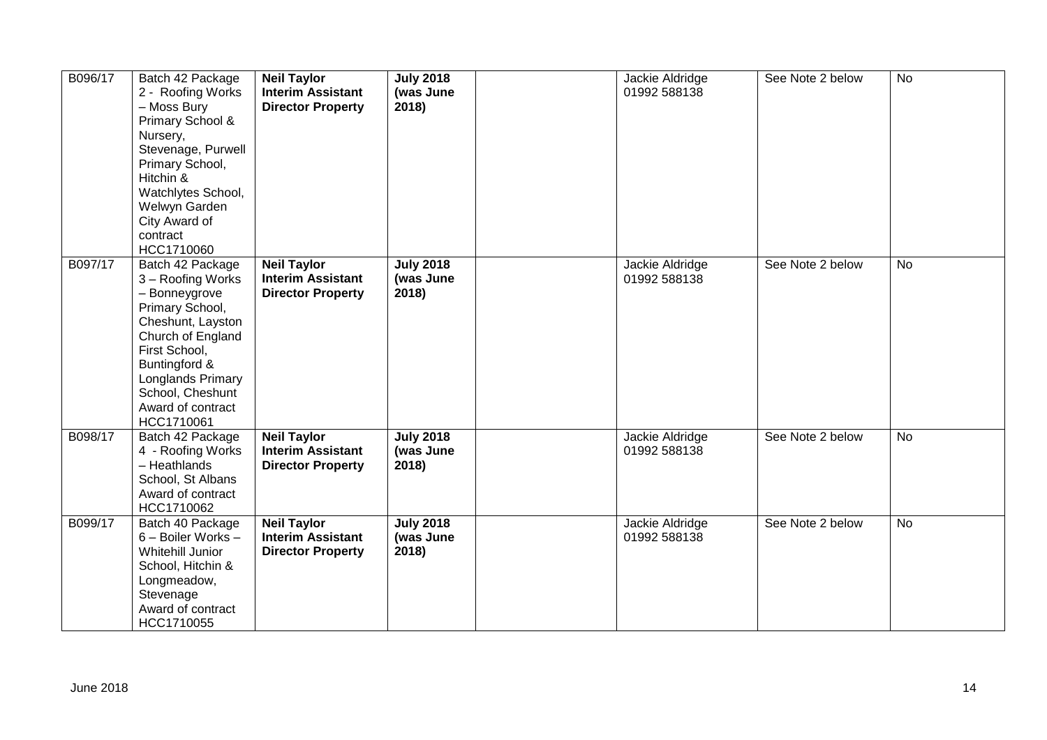| | | | | | | | |
|---|---|---|---|---|---|---|---|
| B096/17 | Batch 42 Package 2 - Roofing Works – Moss Bury Primary School & Nursery, Stevenage, Purwell Primary School, Hitchin & Watchlytes School, Welwyn Garden City Award of contract HCC1710060 | **Neil Taylor Interim Assistant Director Property** | **July 2018 (was June 2018)** | | Jackie Aldridge 01992 588138 | See Note 2 below | No |
| B097/17 | Batch 42 Package 3 – Roofing Works – Bonneygrove Primary School, Cheshunt, Layston Church of England First School, Buntingford & Longlands Primary School, Cheshunt Award of contract HCC1710061 | **Neil Taylor Interim Assistant Director Property** | **July 2018 (was June 2018)** | | Jackie Aldridge 01992 588138 | See Note 2 below | No |
| B098/17 | Batch 42 Package 4 - Roofing Works – Heathlands School, St Albans Award of contract HCC1710062 | **Neil Taylor Interim Assistant Director Property** | **July 2018 (was June 2018)** | | Jackie Aldridge 01992 588138 | See Note 2 below | No |
| B099/17 | Batch 40 Package 6 – Boiler Works – Whitehill Junior School, Hitchin & Longmeadow, Stevenage Award of contract HCC1710055 | **Neil Taylor Interim Assistant Director Property** | **July 2018 (was June 2018)** | | Jackie Aldridge 01992 588138 | See Note 2 below | No |

June 2018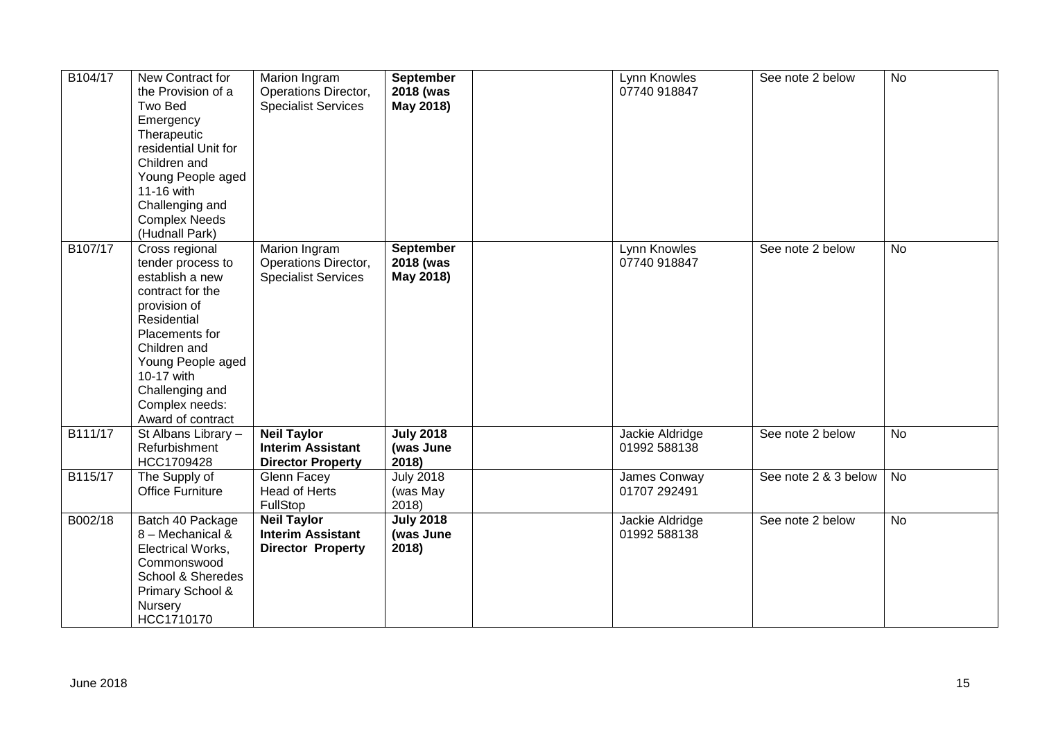| B104/17 | New Contract for the Provision of a Two Bed Emergency Therapeutic residential Unit for Children and Young People aged 11-16 with Challenging and Complex Needs (Hudnall Park) | Marion Ingram Operations Director, Specialist Services | **September 2018 (was May 2018)** | | Lynn Knowles 07740 918847 | See note 2 below | No |
|---|---|---|---|---|---|---|---|
| B107/17 | Cross regional tender process to establish a new contract for the provision of Residential Placements for Children and Young People aged 10-17 with Challenging and Complex needs: Award of contract | Marion Ingram Operations Director, Specialist Services | **September 2018 (was May 2018)** | | Lynn Knowles 07740 918847 | See note 2 below | No |
| B111/17 | St Albans Library – Refurbishment HCC1709428 | **Neil Taylor Interim Assistant Director Property** | **July 2018 (was June 2018)** | | Jackie Aldridge 01992 588138 | See note 2 below | No |
| B115/17 | The Supply of Office Furniture | Glenn Facey Head of Herts FullStop | July 2018 (was May 2018) | | James Conway 01707 292491 | See note 2 & 3 below | No |
| B002/18 | Batch 40 Package 8 – Mechanical & Electrical Works, Commonswood School & Sheredes Primary School & Nursery HCC1710170 | **Neil Taylor Interim Assistant Director Property** | **July 2018 (was June 2018)** | | Jackie Aldridge 01992 588138 | See note 2 below | No |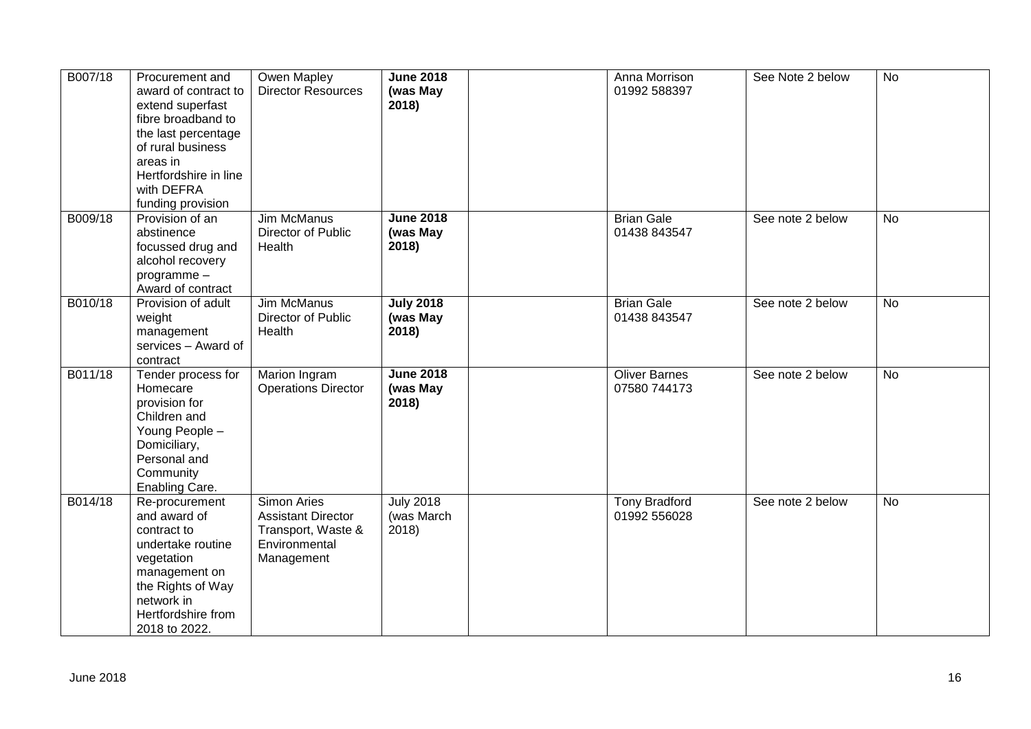| B007/18 | Procurement and award of contract to extend superfast fibre broadband to the last percentage of rural business areas in Hertfordshire in line with DEFRA funding provision | Owen Mapley Director Resources | **June 2018 (was May 2018)** | | Anna Morrison 01992 588397 | See Note 2 below | No |
|---|---|---|---|---|---|---|---|
| B009/18 | Provision of an abstinence focussed drug and alcohol recovery programme – Award of contract | Jim McManus Director of Public Health | **June 2018 (was May 2018)** | | Brian Gale 01438 843547 | See note 2 below | No |
| B010/18 | Provision of adult weight management services – Award of contract | Jim McManus Director of Public Health | **July 2018 (was May 2018)** | | Brian Gale 01438 843547 | See note 2 below | No |
| B011/18 | Tender process for Homecare provision for Children and Young People – Domiciliary, Personal and Community Enabling Care. | Marion Ingram Operations Director | **June 2018 (was May 2018)** | | Oliver Barnes 07580 744173 | See note 2 below | No |
| B014/18 | Re-procurement and award of contract to undertake routine vegetation management on the Rights of Way network in Hertfordshire from 2018 to 2022. | Simon Aries Assistant Director Transport, Waste & Environmental Management | July 2018 (was March 2018) | | Tony Bradford 01992 556028 | See note 2 below | No |

June 2018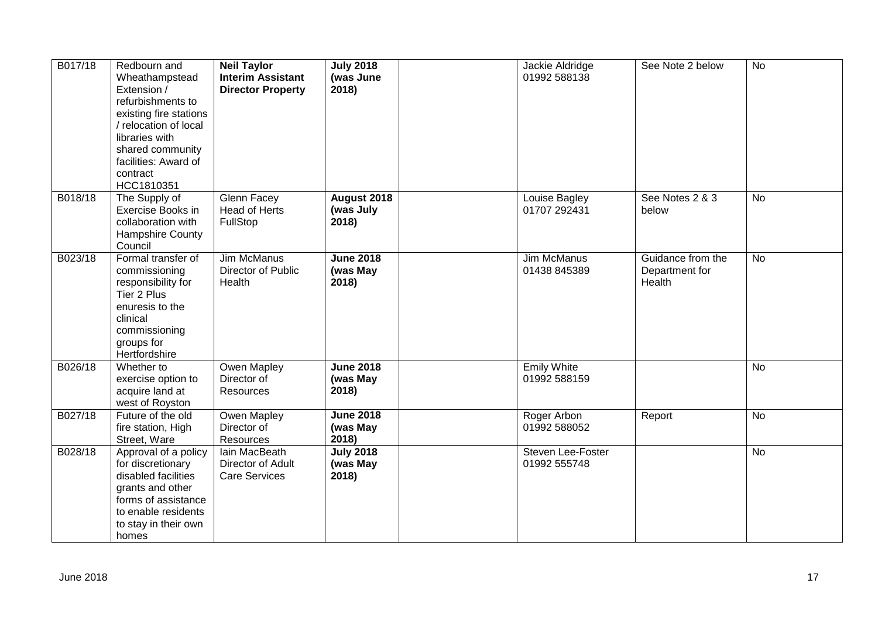| B017/18 | Redbourn and Wheathampstead Extension / refurbishments to existing fire stations / relocation of local libraries with shared community facilities: Award of contract HCC1810351 | **Neil Taylor Interim Assistant Director Property** | **July 2018 (was June 2018)** | | Jackie Aldridge 01992 588138 | See Note 2 below | No |
|---|---|---|---|---|---|---|---|
| B018/18 | The Supply of Exercise Books in collaboration with Hampshire County Council | Glenn Facey Head of Herts FullStop | **August 2018 (was July 2018)** | | Louise Bagley 01707 292431 | See Notes 2 & 3 below | No |
| B023/18 | Formal transfer of commissioning responsibility for Tier 2 Plus enuresis to the clinical commissioning groups for Hertfordshire | Jim McManus Director of Public Health | **June 2018 (was May 2018)** | | Jim McManus 01438 845389 | Guidance from the Department for Health | No |
| B026/18 | Whether to exercise option to acquire land at west of Royston | Owen Mapley Director of Resources | **June 2018 (was May 2018)** | | Emily White 01992 588159 | | No |
| B027/18 | Future of the old fire station, High Street, Ware | Owen Mapley Director of Resources | **June 2018 (was May 2018)** | | Roger Arbon 01992 588052 | Report | No |
| B028/18 | Approval of a policy for discretionary disabled facilities grants and other forms of assistance to enable residents to stay in their own homes | Iain MacBeath Director of Adult Care Services | **July 2018 (was May 2018)** | | Steven Lee-Foster 01992 555748 | | No |

June 2018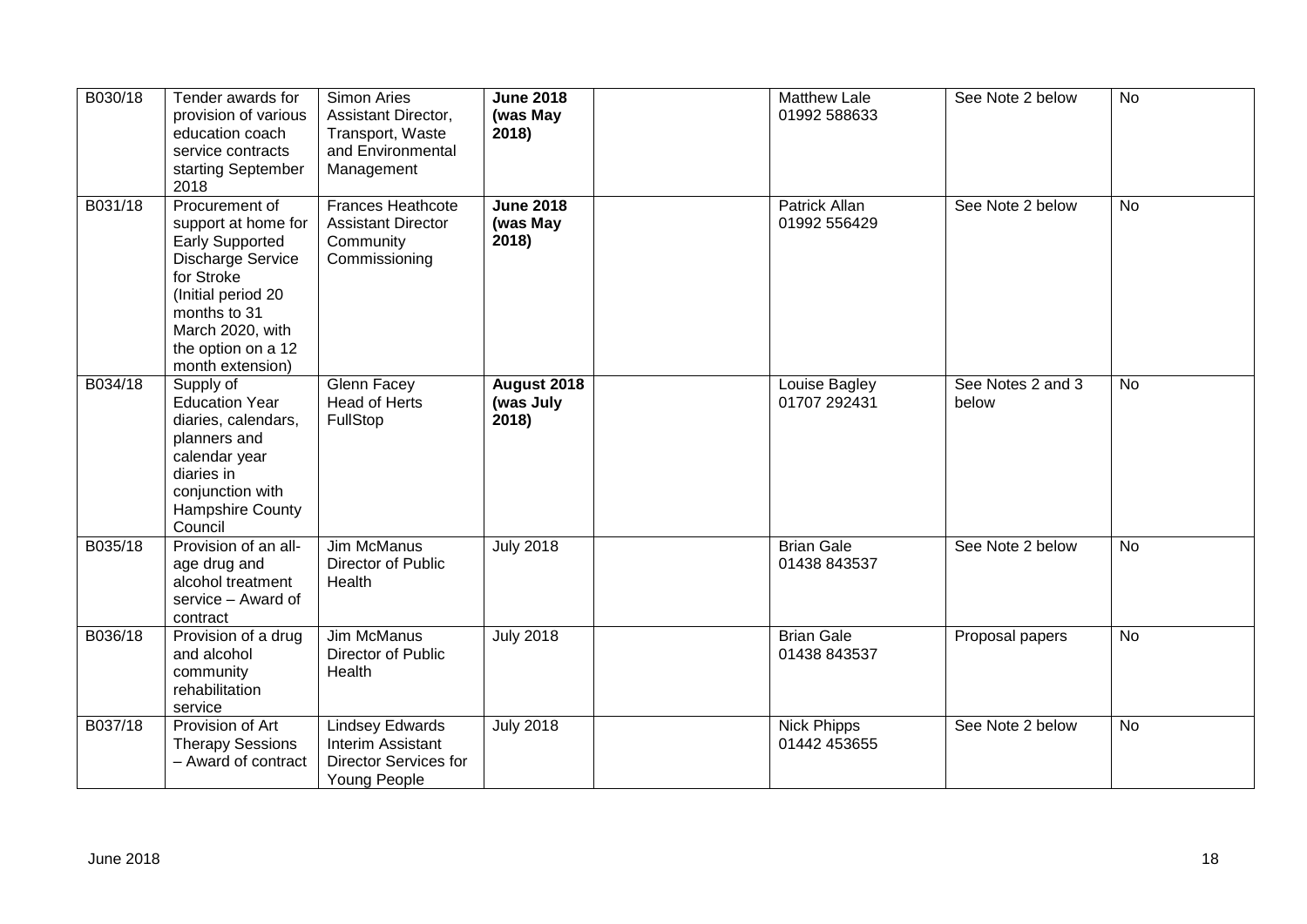| B030/18 | Tender awards for provision of various education coach service contracts starting September 2018 | Simon Aries Assistant Director, Transport, Waste and Environmental Management | **June 2018 (was May 2018)** | | Matthew Lale 01992 588633 | See Note 2 below | No |
|---|---|---|---|---|---|---|---|
| B031/18 | Procurement of support at home for Early Supported Discharge Service for Stroke (Initial period 20 months to 31 March 2020, with the option on a 12 month extension) | Frances Heathcote Assistant Director Community Commissioning | **June 2018 (was May 2018)** | | Patrick Allan 01992 556429 | See Note 2 below | No |
| B034/18 | Supply of Education Year diaries, calendars, planners and calendar year diaries in conjunction with Hampshire County Council | Glenn Facey Head of Herts FullStop | **August 2018 (was July 2018)** | | Louise Bagley 01707 292431 | See Notes 2 and 3 below | No |
| B035/18 | Provision of an all-age drug and alcohol treatment service – Award of contract | Jim McManus Director of Public Health | July 2018 | | Brian Gale 01438 843537 | See Note 2 below | No |
| B036/18 | Provision of a drug and alcohol community rehabilitation service | Jim McManus Director of Public Health | July 2018 | | Brian Gale 01438 843537 | Proposal papers | No |
| B037/18 | Provision of Art Therapy Sessions – Award of contract | Lindsey Edwards Interim Assistant Director Services for Young People | July 2018 | | Nick Phipps 01442 453655 | See Note 2 below | No |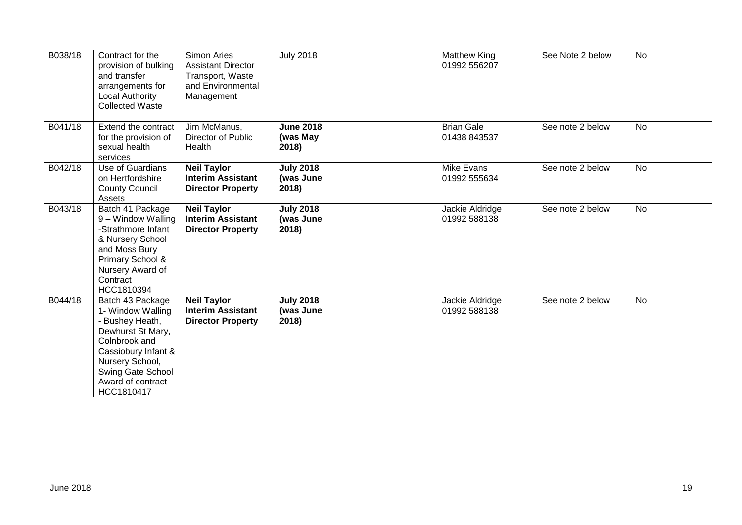| B038/18 | Contract for the provision of bulking and transfer arrangements for Local Authority Collected Waste | Simon Aries Assistant Director Transport, Waste and Environmental Management | July 2018 | | Matthew King 01992 556207 | See Note 2 below | No |
|---|---|---|---|---|---|---|---|
| B041/18 | Extend the contract for the provision of sexual health services | Jim McManus, Director of Public Health | **June 2018 (was May 2018)** | | Brian Gale 01438 843537 | See note 2 below | No |
| B042/18 | Use of Guardians on Hertfordshire County Council Assets | **Neil Taylor Interim Assistant Director Property** | **July 2018 (was June 2018)** | | Mike Evans 01992 555634 | See note 2 below | No |
| B043/18 | Batch 41 Package 9 – Window Walling -Strathmore Infant & Nursery School and Moss Bury Primary School & Nursery Award of Contract HCC1810394 | **Neil Taylor Interim Assistant Director Property** | **July 2018 (was June 2018)** | | Jackie Aldridge 01992 588138 | See note 2 below | No |
| B044/18 | Batch 43 Package 1- Window Walling - Bushey Heath, Dewhurst St Mary, Colnbrook and Cassiobury Infant & Nursery School, Swing Gate School Award of contract HCC1810417 | **Neil Taylor Interim Assistant Director Property** | **July 2018 (was June 2018)** | | Jackie Aldridge 01992 588138 | See note 2 below | No |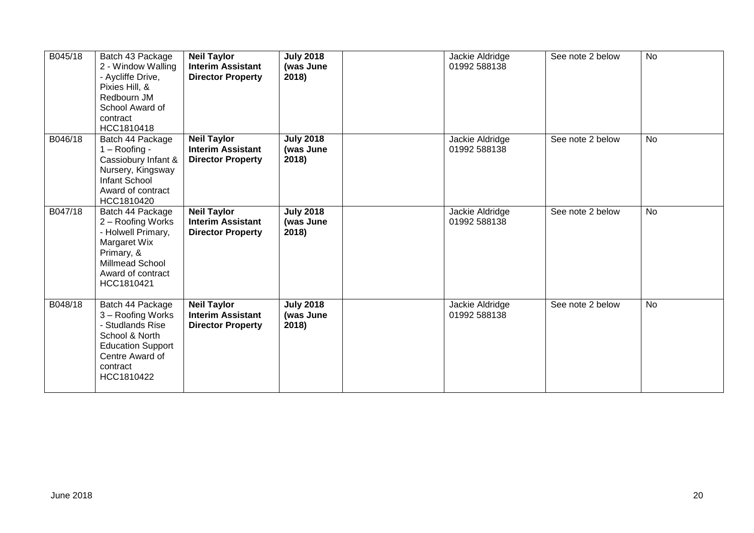| B045/18 | Batch 43 Package 2 - Window Walling - Aycliffe Drive, Pixies Hill, & Redbourn JM School Award of contract HCC1810418 | **Neil Taylor Interim Assistant Director Property** | **July 2018 (was June 2018)** | | Jackie Aldridge 01992 588138 | See note 2 below | No |
|---|---|---|---|---|---|---|---|
| B046/18 | Batch 44 Package 1 – Roofing - Cassiobury Infant & Nursery, Kingsway Infant School Award of contract HCC1810420 | **Neil Taylor Interim Assistant Director Property** | **July 2018 (was June 2018)** | | Jackie Aldridge 01992 588138 | See note 2 below | No |
| B047/18 | Batch 44 Package 2 – Roofing Works - Holwell Primary, Margaret Wix Primary, & Millmead School Award of contract HCC1810421 | **Neil Taylor Interim Assistant Director Property** | **July 2018 (was June 2018)** | | Jackie Aldridge 01992 588138 | See note 2 below | No |
| B048/18 | Batch 44 Package 3 – Roofing Works - Studlands Rise School & North Education Support Centre Award of contract HCC1810422 | **Neil Taylor Interim Assistant Director Property** | **July 2018 (was June 2018)** | | Jackie Aldridge 01992 588138 | See note 2 below | No |

June 2018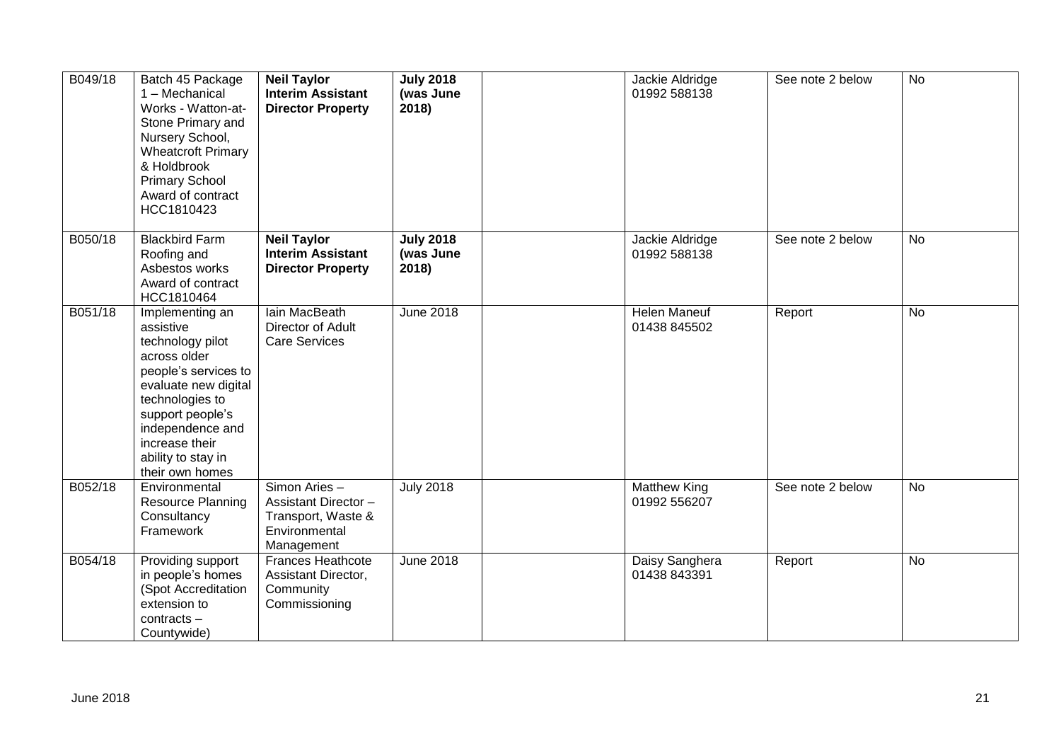| | | | | | | | |
|---|---|---|---|---|---|---|---|
| B049/18 | Batch 45 Package 1 – Mechanical Works - Watton-at-Stone Primary and Nursery School, Wheatcroft Primary & Holdbrook Primary School Award of contract HCC1810423 | **Neil Taylor Interim Assistant Director Property** | **July 2018 (was June 2018)** | | Jackie Aldridge 01992 588138 | See note 2 below | No |
| B050/18 | Blackbird Farm Roofing and Asbestos works Award of contract HCC1810464 | **Neil Taylor Interim Assistant Director Property** | **July 2018 (was June 2018)** | | Jackie Aldridge 01992 588138 | See note 2 below | No |
| B051/18 | Implementing an assistive technology pilot across older people's services to evaluate new digital technologies to support people's independence and increase their ability to stay in their own homes | Iain MacBeath Director of Adult Care Services | June 2018 | | Helen Maneuf 01438 845502 | Report | No |
| B052/18 | Environmental Resource Planning Consultancy Framework | Simon Aries – Assistant Director – Transport, Waste & Environmental Management | July 2018 | | Matthew King 01992 556207 | See note 2 below | No |
| B054/18 | Providing support in people's homes (Spot Accreditation extension to contracts – Countywide) | Frances Heathcote Assistant Director, Community Commissioning | June 2018 | | Daisy Sanghera 01438 843391 | Report | No |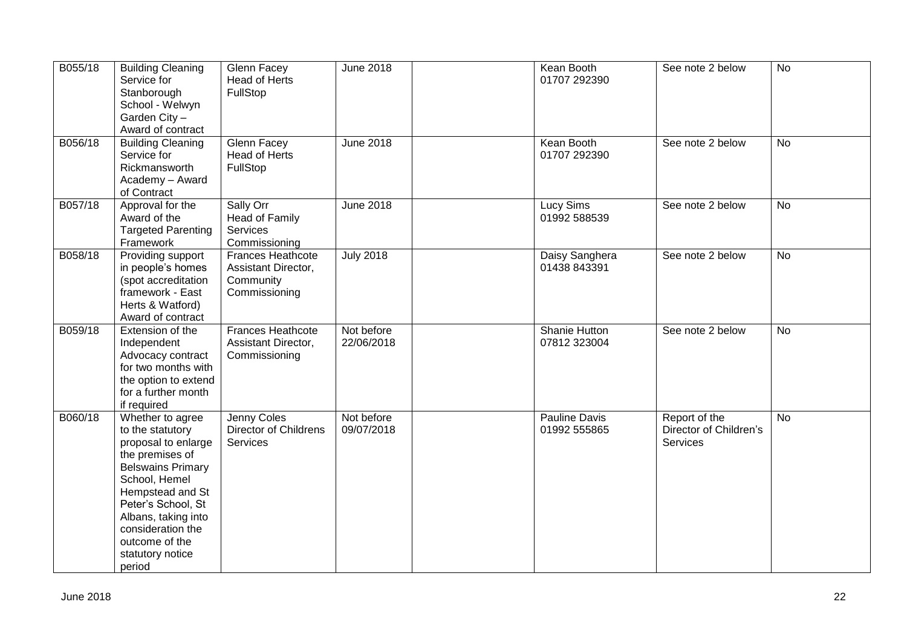| | | | | | | | |
|---|---|---|---|---|---|---|---|
| B055/18 | Building Cleaning Service for Stanborough School - Welwyn Garden City – Award of contract | Glenn Facey Head of Herts FullStop | June 2018 | | Kean Booth 01707 292390 | See note 2 below | No |
| B056/18 | Building Cleaning Service for Rickmansworth Academy – Award of Contract | Glenn Facey Head of Herts FullStop | June 2018 | | Kean Booth 01707 292390 | See note 2 below | No |
| B057/18 | Approval for the Award of the Targeted Parenting Framework | Sally Orr Head of Family Services Commissioning | June 2018 | | Lucy Sims 01992 588539 | See note 2 below | No |
| B058/18 | Providing support in people's homes (spot accreditation framework - East Herts & Watford) Award of contract | Frances Heathcote Assistant Director, Community Commissioning | July 2018 | | Daisy Sanghera 01438 843391 | See note 2 below | No |
| B059/18 | Extension of the Independent Advocacy contract for two months with the option to extend for a further month if required | Frances Heathcote Assistant Director, Commissioning | Not before 22/06/2018 | | Shanie Hutton 07812 323004 | See note 2 below | No |
| B060/18 | Whether to agree to the statutory proposal to enlarge the premises of Belswains Primary School, Hemel Hempstead and St Peter's School, St Albans, taking into consideration the outcome of the statutory notice period | Jenny Coles Director of Childrens Services | Not before 09/07/2018 | | Pauline Davis 01992 555865 | Report of the Director of Children's Services | No |

June 2018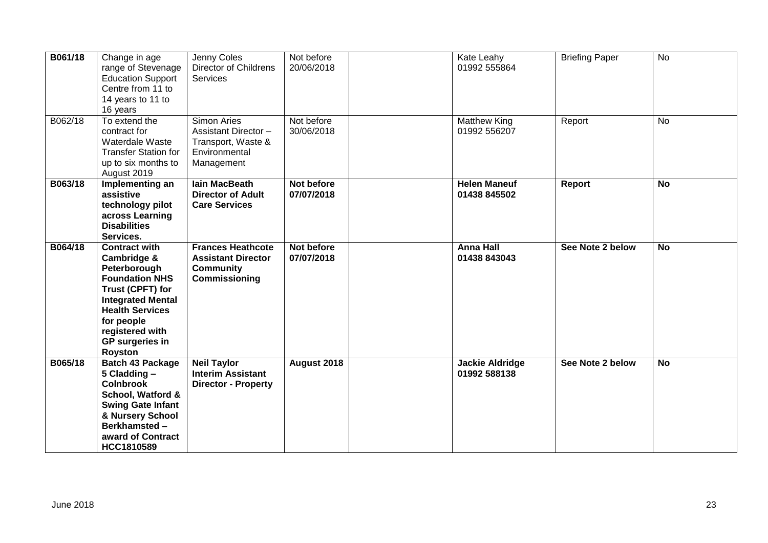| B061/18 | Change in age range of Stevenage Education Support Centre from 11 to 14 years to 11 to 16 years | Jenny Coles Director of Childrens Services | Not before 20/06/2018 | | Kate Leahy 01992 555864 | Briefing Paper | No |
|---|---|---|---|---|---|---|---|
| B062/18 | To extend the contract for Waterdale Waste Transfer Station for up to six months to August 2019 | Simon Aries Assistant Director – Transport, Waste & Environmental Management | Not before 30/06/2018 | | Matthew King 01992 556207 | Report | No |
| **B063/18** | **Implementing an assistive technology pilot across Learning Disabilities Services.** | **Iain MacBeath Director of Adult Care Services** | **Not before 07/07/2018** | | **Helen Maneuf 01438 845502** | **Report** | **No** |
| **B064/18** | **Contract with Cambridge & Peterborough Foundation NHS Trust (CPFT) for Integrated Mental Health Services for people registered with GP surgeries in Royston** | **Frances Heathcote Assistant Director Community Commissioning** | **Not before 07/07/2018** | | **Anna Hall 01438 843043** | **See Note 2 below** | **No** |
| **B065/18** | **Batch 43 Package 5 Cladding – Colnbrook School, Watford & Swing Gate Infant & Nursery School Berkhamsted – award of Contract HCC1810589** | **Neil Taylor Interim Assistant Director - Property** | **August 2018** | | **Jackie Aldridge 01992 588138** | **See Note 2 below** | **No** |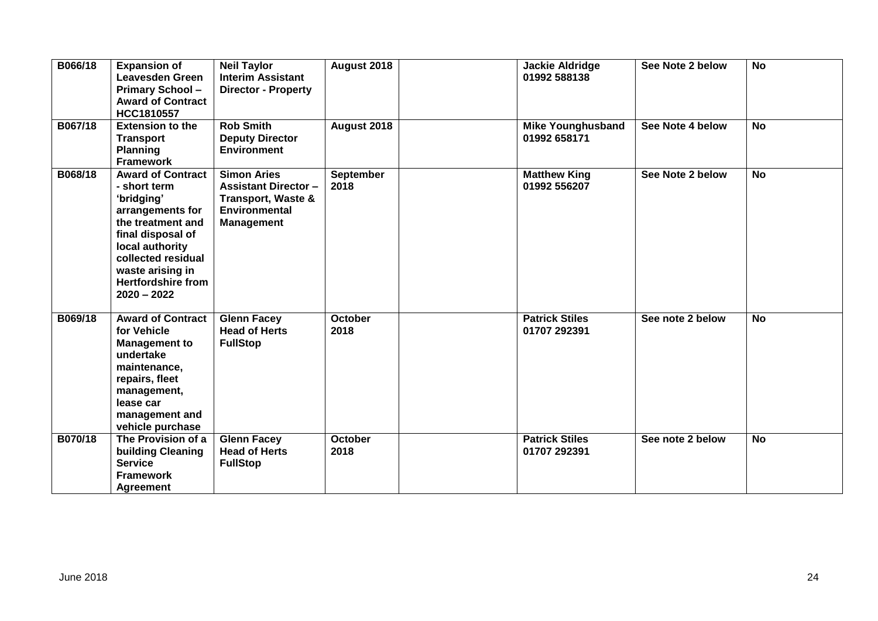| | | | | | | | |
|---|---|---|---|---|---|---|---|
| **B066/18** | **Expansion of Leavesden Green Primary School – Award of Contract HCC1810557** | **Neil Taylor Interim Assistant Director - Property** | **August 2018** | | **Jackie Aldridge 01992 588138** | **See Note 2 below** | **No** |
| **B067/18** | **Extension to the Transport Planning Framework** | **Rob Smith Deputy Director Environment** | **August 2018** | | **Mike Younghusband 01992 658171** | **See Note 4 below** | **No** |
| **B068/18** | **Award of Contract - short term 'bridging' arrangements for the treatment and final disposal of local authority collected residual waste arising in Hertfordshire from 2020 – 2022** | **Simon Aries Assistant Director – Transport, Waste & Environmental Management** | **September 2018** | | **Matthew King 01992 556207** | **See Note 2 below** | **No** |
| **B069/18** | **Award of Contract for Vehicle Management to undertake maintenance, repairs, fleet management, lease car management and vehicle purchase** | **Glenn Facey Head of Herts FullStop** | **October 2018** | | **Patrick Stiles 01707 292391** | **See note 2 below** | **No** |
| **B070/18** | **The Provision of a building Cleaning Service Framework Agreement** | **Glenn Facey Head of Herts FullStop** | **October 2018** | | **Patrick Stiles 01707 292391** | **See note 2 below** | **No** |

June 2018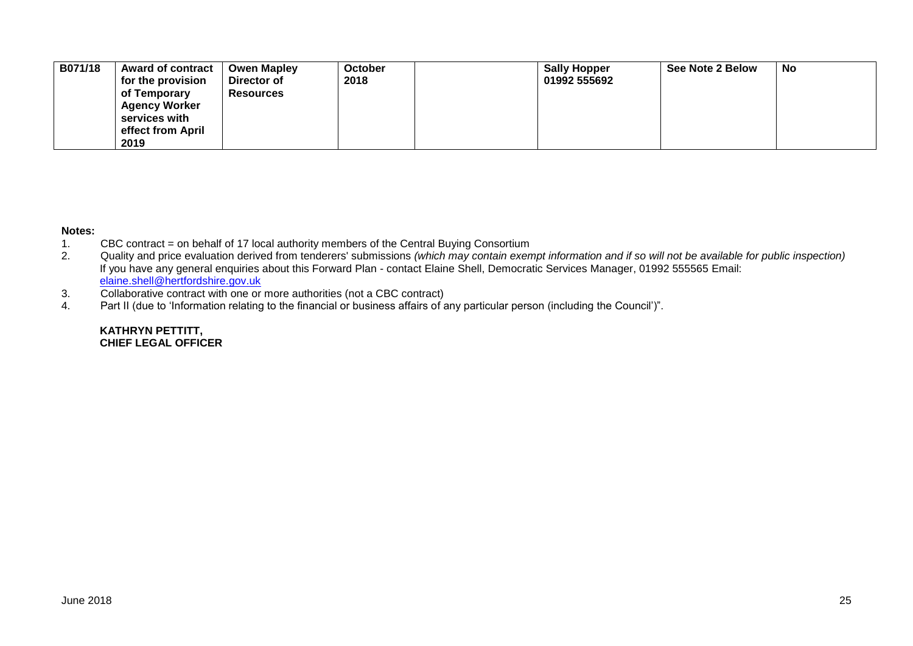| B071/18 | Award of contract for the provision of Temporary Agency Worker services with effect from April 2019 | Owen Mapley Director of Resources | October 2018 | | Sally Hopper 01992 555692 | See Note 2 Below | No |
|---|---|---|---|---|---|---|---|

**Notes:**

1. CBC contract = on behalf of 17 local authority members of the Central Buying Consortium
2. Quality and price evaluation derived from tenderers' submissions *(which may contain exempt information and if so will not be available for public inspection)*
   If you have any general enquiries about this Forward Plan - contact Elaine Shell, Democratic Services Manager, 01992 555565 Email: elaine.shell@hertfordshire.gov.uk
3. Collaborative contract with one or more authorities (not a CBC contract)
4. Part II (due to 'Information relating to the financial or business affairs of any particular person (including the Council')".

**KATHRYN PETTITT,**
**CHIEF LEGAL OFFICER**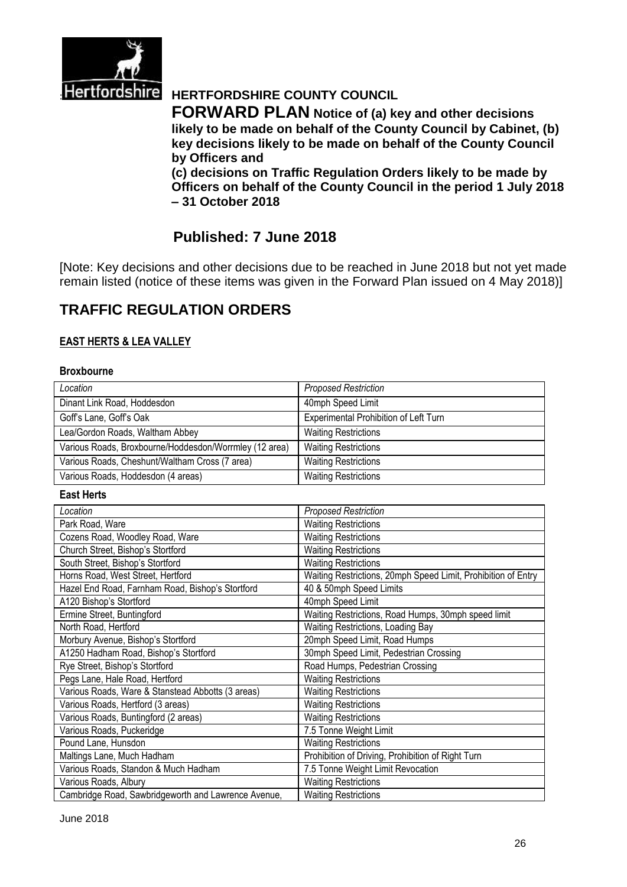Hertfordshire

# HERTFORDSHIRE COUNTY COUNCIL

**FORWARD PLAN Notice of (a) key and other decisions likely to be made on behalf of the County Council by Cabinet, (b) key decisions likely to be made on behalf of the County Council by Officers and**
**(c) decisions on Traffic Regulation Orders likely to be made by Officers on behalf of the County Council in the period 1 July 2018 – 31 October 2018**

## Published: 7 June 2018

[Note: Key decisions and other decisions due to be reached in June 2018 but not yet made remain listed (notice of these items was given in the Forward Plan issued on 4 May 2018)]

# TRAFFIC REGULATION ORDERS

### EAST HERTS & LEA VALLEY

#### Broxbourne

| *Location* | *Proposed Restriction* |
|---|---|
| Dinant Link Road, Hoddesdon | 40mph Speed Limit |
| Goff's Lane, Goff's Oak | Experimental Prohibition of Left Turn |
| Lea/Gordon Roads, Waltham Abbey | Waiting Restrictions |
| Various Roads, Broxbourne/Hoddesdon/Worrmley (12 area) | Waiting Restrictions |
| Various Roads, Cheshunt/Waltham Cross (7 area) | Waiting Restrictions |
| Various Roads, Hoddesdon (4 areas) | Waiting Restrictions |

#### East Herts

| *Location* | *Proposed Restriction* |
|---|---|
| Park Road, Ware | Waiting Restrictions |
| Cozens Road, Woodley Road, Ware | Waiting Restrictions |
| Church Street, Bishop's Stortford | Waiting Restrictions |
| South Street, Bishop's Stortford | Waiting Restrictions |
| Horns Road, West Street, Hertford | Waiting Restrictions, 20mph Speed Limit, Prohibition of Entry |
| Hazel End Road, Farnham Road, Bishop's Stortford | 40 & 50mph Speed Limits |
| A120 Bishop's Stortford | 40mph Speed Limit |
| Ermine Street, Buntingford | Waiting Restrictions, Road Humps, 30mph speed limit |
| North Road, Hertford | Waiting Restrictions, Loading Bay |
| Morbury Avenue, Bishop's Stortford | 20mph Speed Limit, Road Humps |
| A1250 Hadham Road, Bishop's Stortford | 30mph Speed Limit, Pedestrian Crossing |
| Rye Street, Bishop's Stortford | Road Humps, Pedestrian Crossing |
| Pegs Lane, Hale Road, Hertford | Waiting Restrictions |
| Various Roads, Ware & Stanstead Abbotts (3 areas) | Waiting Restrictions |
| Various Roads, Hertford (3 areas) | Waiting Restrictions |
| Various Roads, Buntingford (2 areas) | Waiting Restrictions |
| Various Roads, Puckeridge | 7.5 Tonne Weight Limit |
| Pound Lane, Hunsdon | Waiting Restrictions |
| Maltings Lane, Much Hadham | Prohibition of Driving, Prohibition of Right Turn |
| Various Roads, Standon & Much Hadham | 7.5 Tonne Weight Limit Revocation |
| Various Roads, Albury | Waiting Restrictions |
| Cambridge Road, Sawbridgeworth and Lawrence Avenue, | Waiting Restrictions |

June 2018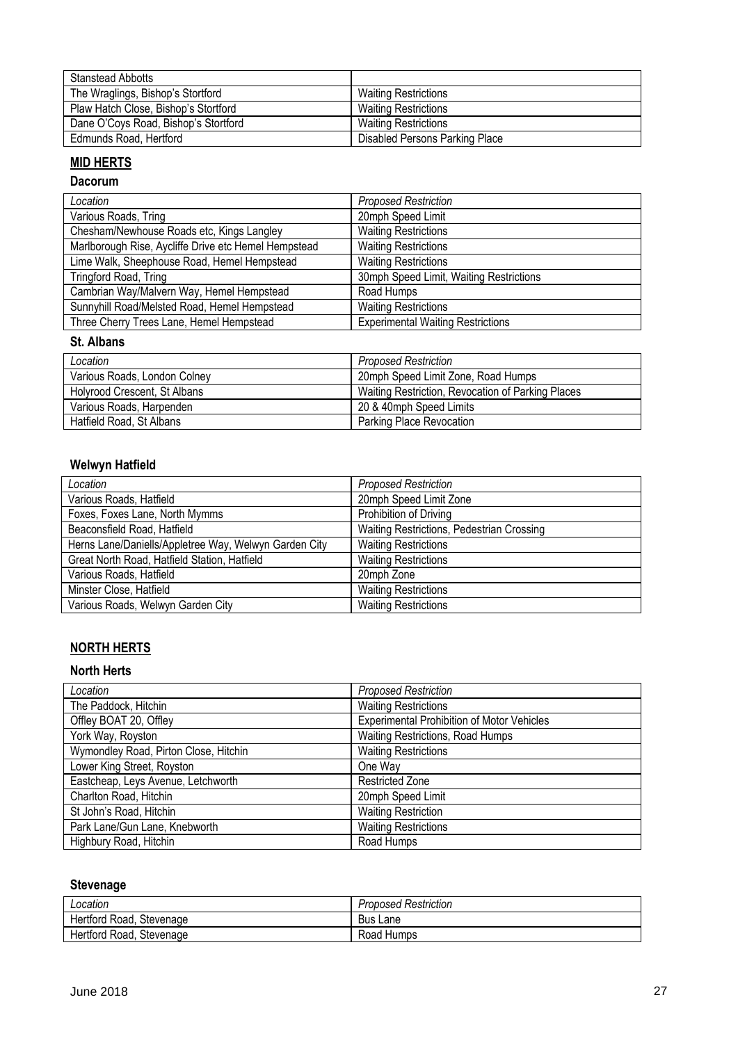| | |
|---|---|
| Stanstead Abbotts | |
| The Wraglings, Bishop's Stortford | Waiting Restrictions |
| Plaw Hatch Close, Bishop's Stortford | Waiting Restrictions |
| Dane O'Coys Road, Bishop's Stortford | Waiting Restrictions |
| Edmunds Road, Hertford | Disabled Persons Parking Place |

## MID HERTS

### Dacorum

| *Location* | *Proposed Restriction* |
|---|---|
| Various Roads, Tring | 20mph Speed Limit |
| Chesham/Newhouse Roads etc, Kings Langley | Waiting Restrictions |
| Marlborough Rise, Aycliffe Drive etc Hemel Hempstead | Waiting Restrictions |
| Lime Walk, Sheephouse Road, Hemel Hempstead | Waiting Restrictions |
| Tringford Road, Tring | 30mph Speed Limit, Waiting Restrictions |
| Cambrian Way/Malvern Way, Hemel Hempstead | Road Humps |
| Sunnyhill Road/Melsted Road, Hemel Hempstead | Waiting Restrictions |
| Three Cherry Trees Lane, Hemel Hempstead | Experimental Waiting Restrictions |

### St. Albans

| *Location* | *Proposed Restriction* |
|---|---|
| Various Roads, London Colney | 20mph Speed Limit Zone, Road Humps |
| Holyrood Crescent, St Albans | Waiting Restriction, Revocation of Parking Places |
| Various Roads, Harpenden | 20 & 40mph Speed Limits |
| Hatfield Road, St Albans | Parking Place Revocation |

### Welwyn Hatfield

| *Location* | *Proposed Restriction* |
|---|---|
| Various Roads, Hatfield | 20mph Speed Limit Zone |
| Foxes, Foxes Lane, North Mymms | Prohibition of Driving |
| Beaconsfield Road, Hatfield | Waiting Restrictions, Pedestrian Crossing |
| Herns Lane/Daniells/Appletree Way, Welwyn Garden City | Waiting Restrictions |
| Great North Road, Hatfield Station, Hatfield | Waiting Restrictions |
| Various Roads, Hatfield | 20mph Zone |
| Minster Close, Hatfield | Waiting Restrictions |
| Various Roads, Welwyn Garden City | Waiting Restrictions |

## NORTH HERTS

### North Herts

| *Location* | *Proposed Restriction* |
|---|---|
| The Paddock, Hitchin | Waiting Restrictions |
| Offley BOAT 20, Offley | Experimental Prohibition of Motor Vehicles |
| York Way, Royston | Waiting Restrictions, Road Humps |
| Wymondley Road, Pirton Close, Hitchin | Waiting Restrictions |
| Lower King Street, Royston | One Way |
| Eastcheap, Leys Avenue, Letchworth | Restricted Zone |
| Charlton Road, Hitchin | 20mph Speed Limit |
| St John's Road, Hitchin | Waiting Restriction |
| Park Lane/Gun Lane, Knebworth | Waiting Restrictions |
| Highbury Road, Hitchin | Road Humps |

### Stevenage

| *Location* | *Proposed Restriction* |
|---|---|
| Hertford Road, Stevenage | Bus Lane |
| Hertford Road, Stevenage | Road Humps |

June 2018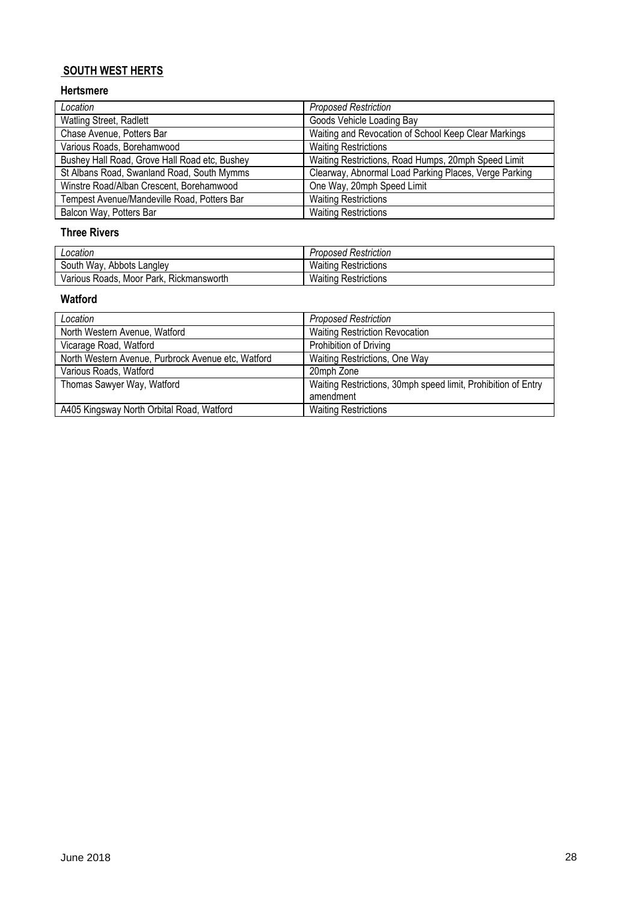## SOUTH WEST HERTS

### Hertsmere

| *Location* | *Proposed Restriction* |
|---|---|
| Watling Street, Radlett | Goods Vehicle Loading Bay |
| Chase Avenue, Potters Bar | Waiting and Revocation of School Keep Clear Markings |
| Various Roads, Borehamwood | Waiting Restrictions |
| Bushey Hall Road, Grove Hall Road etc, Bushey | Waiting Restrictions, Road Humps, 20mph Speed Limit |
| St Albans Road, Swanland Road, South Mymms | Clearway, Abnormal Load Parking Places, Verge Parking |
| Winstre Road/Alban Crescent, Borehamwood | One Way, 20mph Speed Limit |
| Tempest Avenue/Mandeville Road, Potters Bar | Waiting Restrictions |
| Balcon Way, Potters Bar | Waiting Restrictions |

### Three Rivers

| *Location* | *Proposed Restriction* |
|---|---|
| South Way, Abbots Langley | Waiting Restrictions |
| Various Roads, Moor Park, Rickmansworth | Waiting Restrictions |

### Watford

| *Location* | *Proposed Restriction* |
|---|---|
| North Western Avenue, Watford | Waiting Restriction Revocation |
| Vicarage Road, Watford | Prohibition of Driving |
| North Western Avenue, Purbrock Avenue etc, Watford | Waiting Restrictions, One Way |
| Various Roads, Watford | 20mph Zone |
| Thomas Sawyer Way, Watford | Waiting Restrictions, 30mph speed limit, Prohibition of Entry amendment |
| A405 Kingsway North Orbital Road, Watford | Waiting Restrictions |